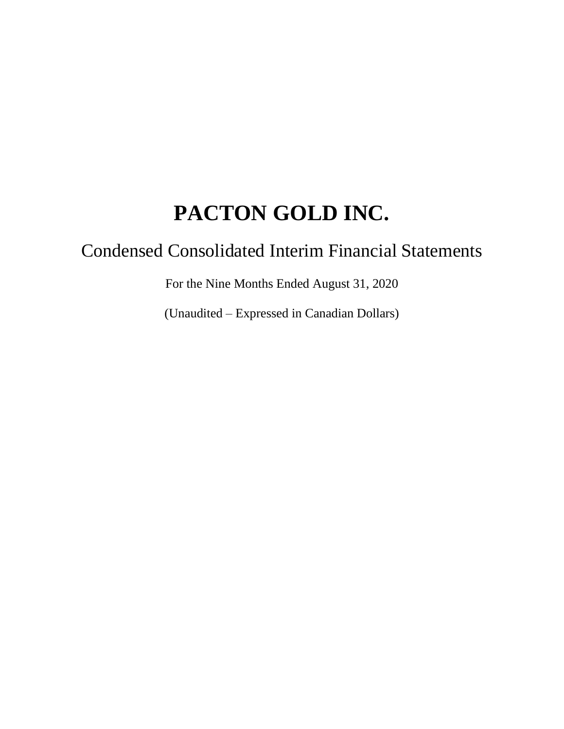# PACTON GOLD INC.

## Condensed Consolidated Interim Financial Statements

For the Nine Months Ended August 31, 2020

(Unaudited – Expressed in Canadian Dollars)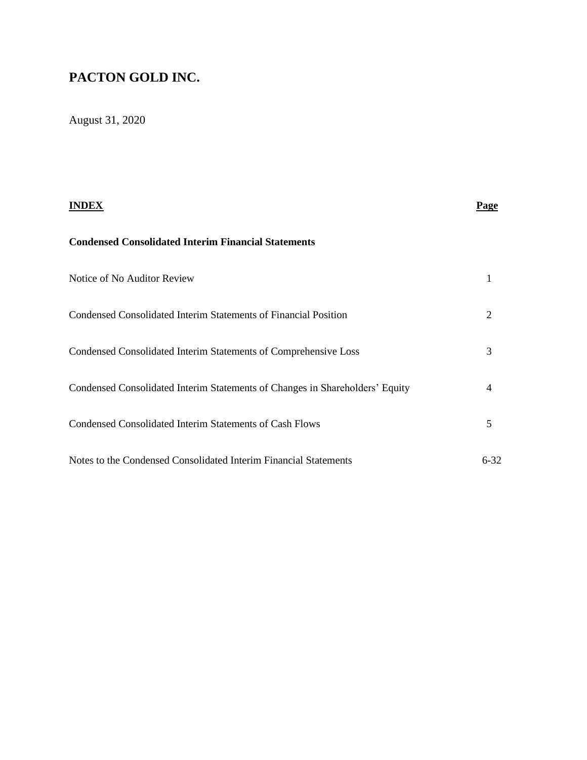# PACTON GOLD INC.

August 31, 2020

| **INDEX** | **Page** |
|---|---|
| **Condensed Consolidated Interim Financial Statements** | |
| Notice of No Auditor Review | 1 |
| Condensed Consolidated Interim Statements of Financial Position | 2 |
| Condensed Consolidated Interim Statements of Comprehensive Loss | 3 |
| Condensed Consolidated Interim Statements of Changes in Shareholders' Equity | 4 |
| Condensed Consolidated Interim Statements of Cash Flows | 5 |
| Notes to the Condensed Consolidated Interim Financial Statements | 6-32 |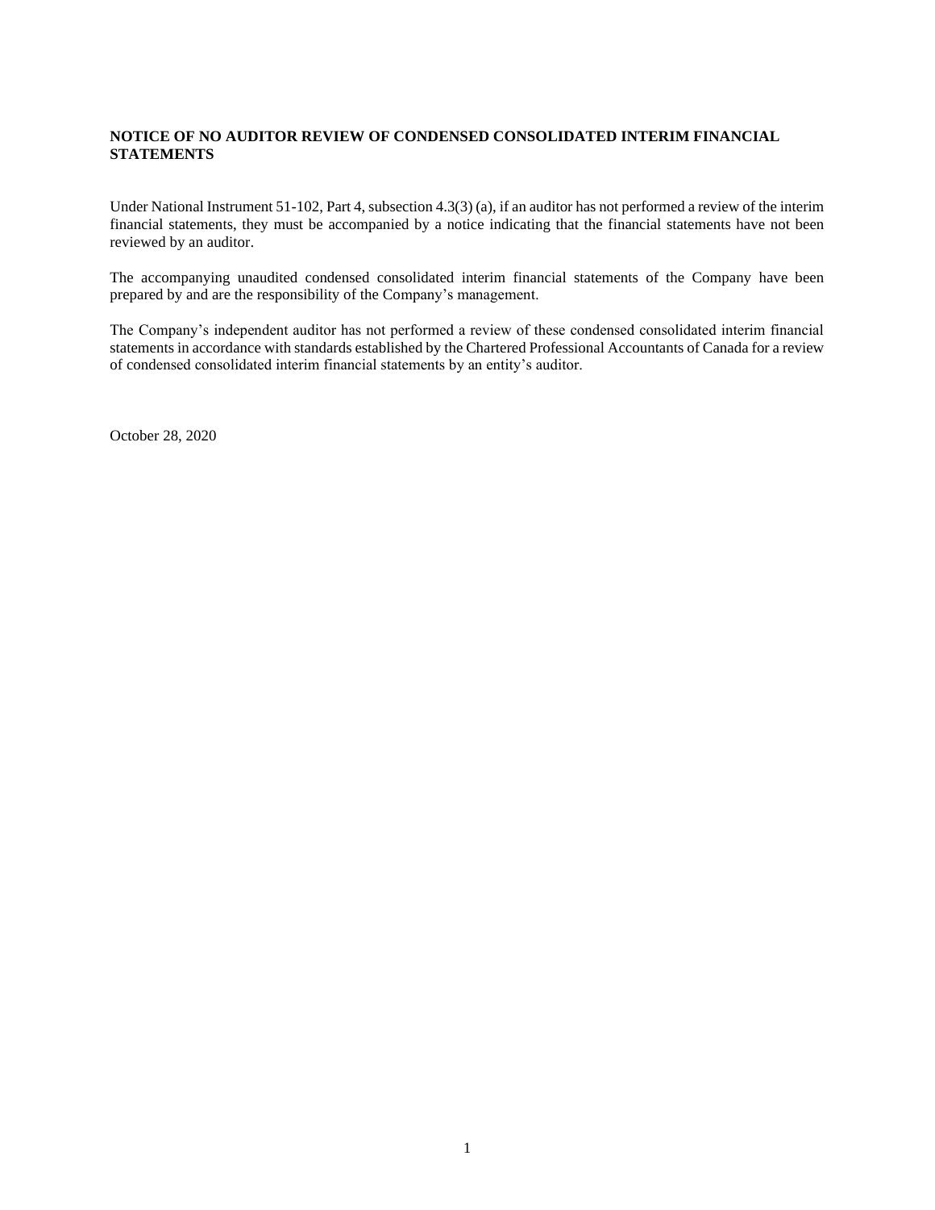**NOTICE OF NO AUDITOR REVIEW OF CONDENSED CONSOLIDATED INTERIM FINANCIAL STATEMENTS**

Under National Instrument 51-102, Part 4, subsection 4.3(3) (a), if an auditor has not performed a review of the interim financial statements, they must be accompanied by a notice indicating that the financial statements have not been reviewed by an auditor.

The accompanying unaudited condensed consolidated interim financial statements of the Company have been prepared by and are the responsibility of the Company's management.

The Company's independent auditor has not performed a review of these condensed consolidated interim financial statements in accordance with standards established by the Chartered Professional Accountants of Canada for a review of condensed consolidated interim financial statements by an entity's auditor.

October 28, 2020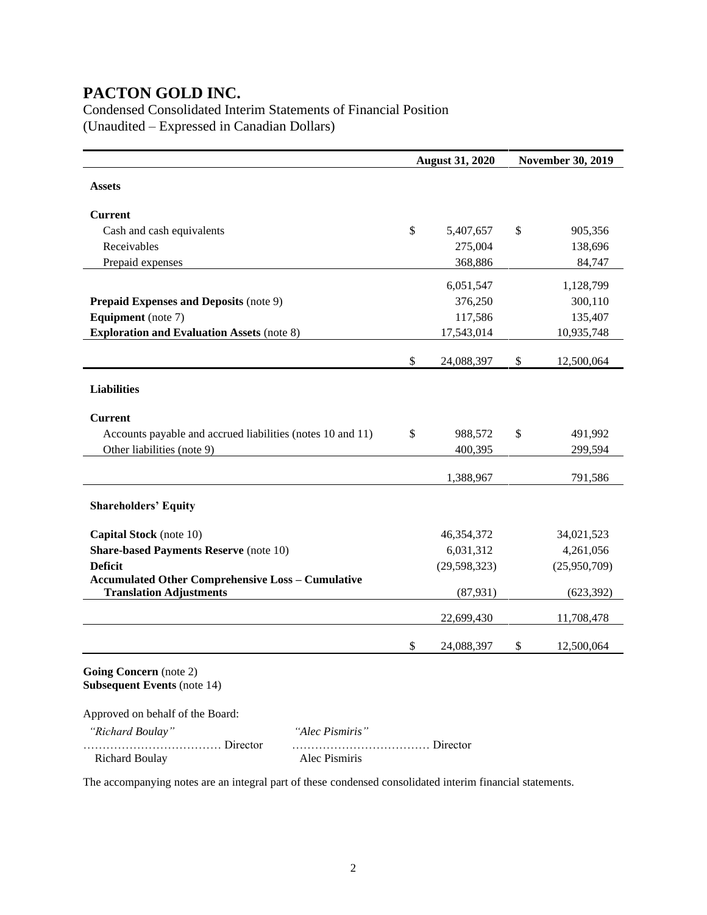# PACTON GOLD INC.

Condensed Consolidated Interim Statements of Financial Position
(Unaudited – Expressed in Canadian Dollars)

| | August 31, 2020 | November 30, 2019 |
|---|---|---|
| **Assets** | | |
| **Current** | | |
| Cash and cash equivalents | $ 5,407,657 | $ 905,356 |
| Receivables | 275,004 | 138,696 |
| Prepaid expenses | 368,886 | 84,747 |
| | 6,051,547 | 1,128,799 |
| **Prepaid Expenses and Deposits** (note 9) | 376,250 | 300,110 |
| **Equipment** (note 7) | 117,586 | 135,407 |
| **Exploration and Evaluation Assets** (note 8) | 17,543,014 | 10,935,748 |
| | $ 24,088,397 | $ 12,500,064 |
| **Liabilities** | | |
| **Current** | | |
| Accounts payable and accrued liabilities (notes 10 and 11) | $ 988,572 | $ 491,992 |
| Other liabilities (note 9) | 400,395 | 299,594 |
| | 1,388,967 | 791,586 |
| **Shareholders' Equity** | | |
| **Capital Stock** (note 10) | 46,354,372 | 34,021,523 |
| **Share-based Payments Reserve** (note 10) | 6,031,312 | 4,261,056 |
| **Deficit** | (29,598,323) | (25,950,709) |
| **Accumulated Other Comprehensive Loss – Cumulative Translation Adjustments** | (87,931) | (623,392) |
| | 22,699,430 | 11,708,478 |
| | $ 24,088,397 | $ 12,500,064 |

**Going Concern** (note 2)
**Subsequent Events** (note 14)

Approved on behalf of the Board:

| | |
|---|---|
| *"Richard Boulay"* | *"Alec Pismiris"* |
| ……………………………… Director | ……………………………… Director |
| Richard Boulay | Alec Pismiris |

The accompanying notes are an integral part of these condensed consolidated interim financial statements.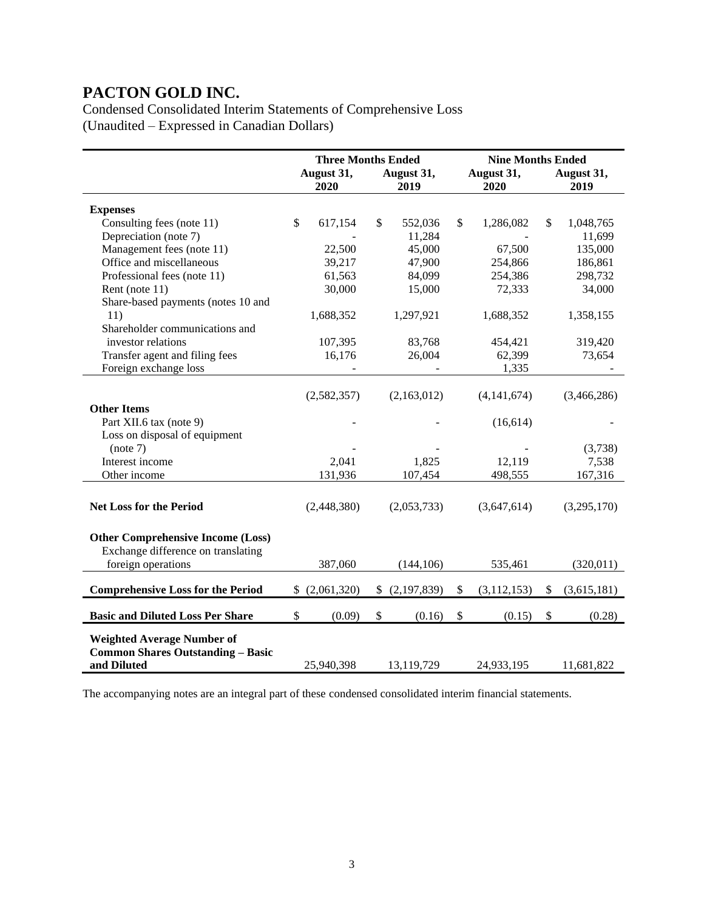# PACTON GOLD INC.

Condensed Consolidated Interim Statements of Comprehensive Loss
(Unaudited – Expressed in Canadian Dollars)

| | Three Months Ended | | Nine Months Ended | |
|---|---|---|---|---|
| | August 31, 2020 | August 31, 2019 | August 31, 2020 | August 31, 2019 |
| **Expenses** | | | | |
| Consulting fees (note 11) | $ 617,154 | $ 552,036 | $ 1,286,082 | $ 1,048,765 |
| Depreciation (note 7) | - | 11,284 | - | 11,699 |
| Management fees (note 11) | 22,500 | 45,000 | 67,500 | 135,000 |
| Office and miscellaneous | 39,217 | 47,900 | 254,866 | 186,861 |
| Professional fees (note 11) | 61,563 | 84,099 | 254,386 | 298,732 |
| Rent (note 11) | 30,000 | 15,000 | 72,333 | 34,000 |
| Share-based payments (notes 10 and 11) | 1,688,352 | 1,297,921 | 1,688,352 | 1,358,155 |
| Shareholder communications and investor relations | 107,395 | 83,768 | 454,421 | 319,420 |
| Transfer agent and filing fees | 16,176 | 26,004 | 62,399 | 73,654 |
| Foreign exchange loss | - | - | 1,335 | - |
| | (2,582,357) | (2,163,012) | (4,141,674) | (3,466,286) |
| **Other Items** | | | | |
| Part XII.6 tax (note 9) | - | - | (16,614) | - |
| Loss on disposal of equipment (note 7) | - | - | - | (3,738) |
| Interest income | 2,041 | 1,825 | 12,119 | 7,538 |
| Other income | 131,936 | 107,454 | 498,555 | 167,316 |
| **Net Loss for the Period** | (2,448,380) | (2,053,733) | (3,647,614) | (3,295,170) |
| **Other Comprehensive Income (Loss)** | | | | |
| Exchange difference on translating foreign operations | 387,060 | (144,106) | 535,461 | (320,011) |
| **Comprehensive Loss for the Period** | $ (2,061,320) | $ (2,197,839) | $ (3,112,153) | $ (3,615,181) |
| **Basic and Diluted Loss Per Share** | $ (0.09) | $ (0.16) | $ (0.15) | $ (0.28) |
| **Weighted Average Number of Common Shares Outstanding – Basic and Diluted** | 25,940,398 | 13,119,729 | 24,933,195 | 11,681,822 |

The accompanying notes are an integral part of these condensed consolidated interim financial statements.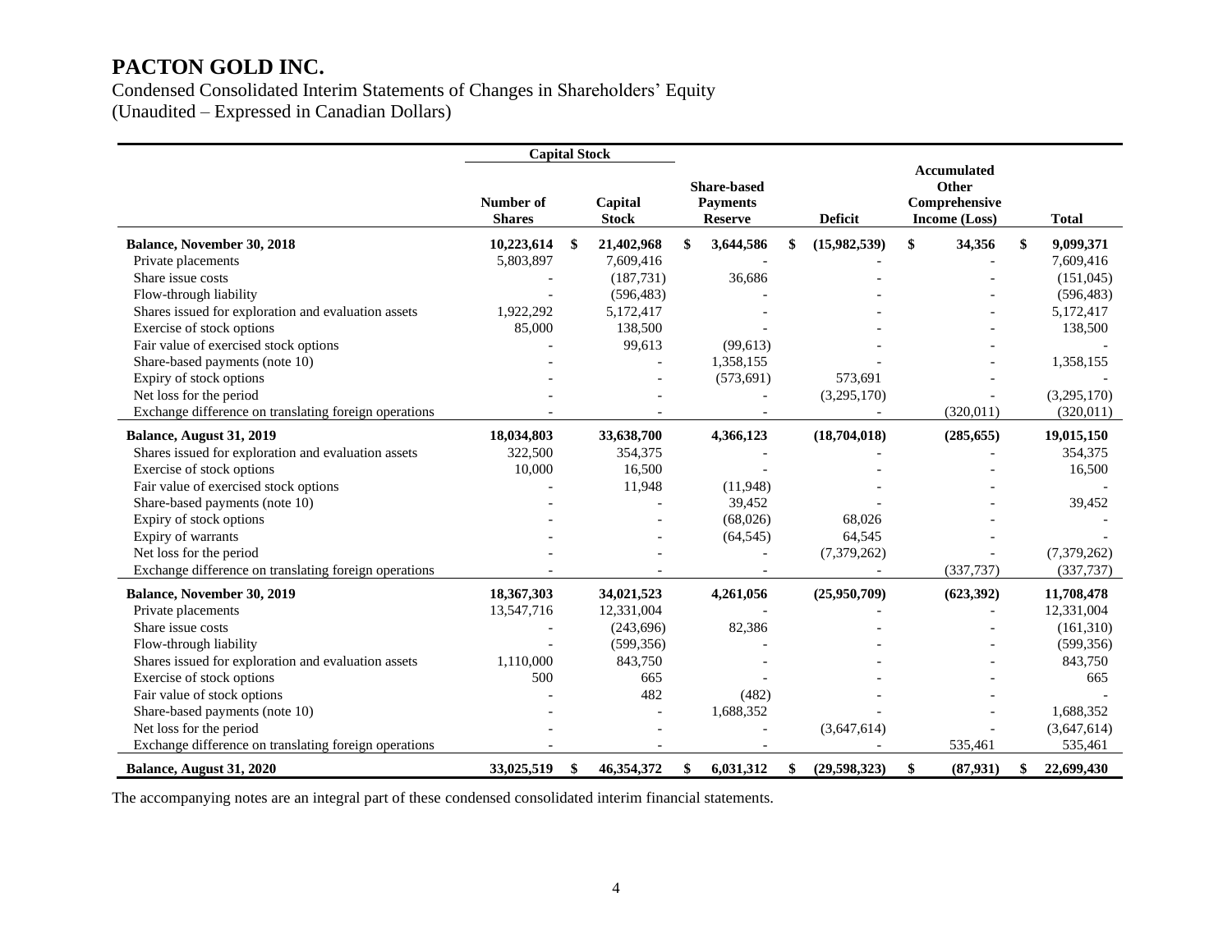# PACTON GOLD INC.

Condensed Consolidated Interim Statements of Changes in Shareholders' Equity
(Unaudited – Expressed in Canadian Dollars)

| | Capital Stock | | | | | |
|---|---|---|---|---|---|---|
| | Number of Shares | Capital Stock | Share-based Payments Reserve | Deficit | Accumulated Other Comprehensive Income (Loss) | Total |
| **Balance, November 30, 2018** | **10,223,614** | **$ 21,402,968** | **$ 3,644,586** | **$ (15,982,539)** | **$ 34,356** | **$ 9,099,371** |
| Private placements | 5,803,897 | 7,609,416 | - | - | - | 7,609,416 |
| Share issue costs | - | (187,731) | 36,686 | - | - | (151,045) |
| Flow-through liability | - | (596,483) | - | - | - | (596,483) |
| Shares issued for exploration and evaluation assets | 1,922,292 | 5,172,417 | - | - | - | 5,172,417 |
| Exercise of stock options | 85,000 | 138,500 | - | - | - | 138,500 |
| Fair value of exercised stock options | - | 99,613 | (99,613) | - | - | - |
| Share-based payments (note 10) | - | - | 1,358,155 | - | - | 1,358,155 |
| Expiry of stock options | - | - | (573,691) | 573,691 | - | - |
| Net loss for the period | - | - | - | (3,295,170) | - | (3,295,170) |
| Exchange difference on translating foreign operations | - | - | - | - | (320,011) | (320,011) |
| **Balance, August 31, 2019** | **18,034,803** | **33,638,700** | **4,366,123** | **(18,704,018)** | **(285,655)** | **19,015,150** |
| Shares issued for exploration and evaluation assets | 322,500 | 354,375 | - | - | - | 354,375 |
| Exercise of stock options | 10,000 | 16,500 | - | - | - | 16,500 |
| Fair value of exercised stock options | - | 11,948 | (11,948) | - | - | - |
| Share-based payments (note 10) | - | - | 39,452 | - | - | 39,452 |
| Expiry of stock options | - | - | (68,026) | 68,026 | - | - |
| Expiry of warrants | - | - | (64,545) | 64,545 | - | - |
| Net loss for the period | - | - | - | (7,379,262) | - | (7,379,262) |
| Exchange difference on translating foreign operations | - | - | - | - | (337,737) | (337,737) |
| **Balance, November 30, 2019** | **18,367,303** | **34,021,523** | **4,261,056** | **(25,950,709)** | **(623,392)** | **11,708,478** |
| Private placements | 13,547,716 | 12,331,004 | - | - | - | 12,331,004 |
| Share issue costs | - | (243,696) | 82,386 | - | - | (161,310) |
| Flow-through liability | - | (599,356) | - | - | - | (599,356) |
| Shares issued for exploration and evaluation assets | 1,110,000 | 843,750 | - | - | - | 843,750 |
| Exercise of stock options | 500 | 665 | - | - | - | 665 |
| Fair value of stock options | - | 482 | (482) | - | - | - |
| Share-based payments (note 10) | - | - | 1,688,352 | - | - | 1,688,352 |
| Net loss for the period | - | - | - | (3,647,614) | - | (3,647,614) |
| Exchange difference on translating foreign operations | - | - | - | - | 535,461 | 535,461 |
| **Balance, August 31, 2020** | **33,025,519** | **$ 46,354,372** | **$ 6,031,312** | **$ (29,598,323)** | **$ (87,931)** | **$ 22,699,430** |

The accompanying notes are an integral part of these condensed consolidated interim financial statements.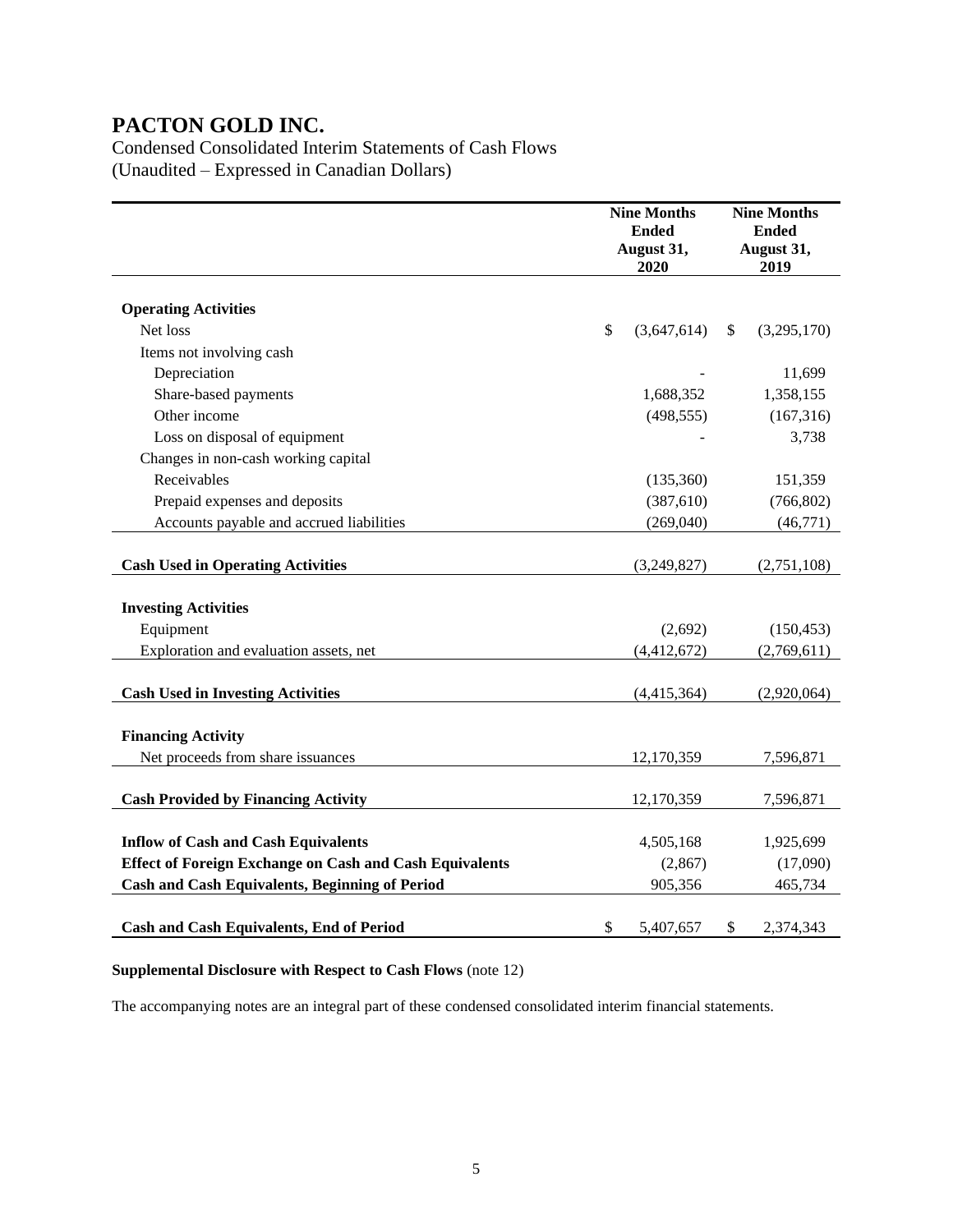# PACTON GOLD INC.

Condensed Consolidated Interim Statements of Cash Flows
(Unaudited – Expressed in Canadian Dollars)

| | Nine Months Ended August 31, 2020 | Nine Months Ended August 31, 2019 |
|---|---|---|
| **Operating Activities** | | |
| Net loss | $ (3,647,614) | $ (3,295,170) |
| Items not involving cash | | |
| Depreciation | - | 11,699 |
| Share-based payments | 1,688,352 | 1,358,155 |
| Other income | (498,555) | (167,316) |
| Loss on disposal of equipment | - | 3,738 |
| Changes in non-cash working capital | | |
| Receivables | (135,360) | 151,359 |
| Prepaid expenses and deposits | (387,610) | (766,802) |
| Accounts payable and accrued liabilities | (269,040) | (46,771) |
| **Cash Used in Operating Activities** | (3,249,827) | (2,751,108) |
| **Investing Activities** | | |
| Equipment | (2,692) | (150,453) |
| Exploration and evaluation assets, net | (4,412,672) | (2,769,611) |
| **Cash Used in Investing Activities** | (4,415,364) | (2,920,064) |
| **Financing Activity** | | |
| Net proceeds from share issuances | 12,170,359 | 7,596,871 |
| **Cash Provided by Financing Activity** | 12,170,359 | 7,596,871 |
| **Inflow of Cash and Cash Equivalents** | 4,505,168 | 1,925,699 |
| **Effect of Foreign Exchange on Cash and Cash Equivalents** | (2,867) | (17,090) |
| **Cash and Cash Equivalents, Beginning of Period** | 905,356 | 465,734 |
| **Cash and Cash Equivalents, End of Period** | $ 5,407,657 | $ 2,374,343 |

**Supplemental Disclosure with Respect to Cash Flows** (note 12)

The accompanying notes are an integral part of these condensed consolidated interim financial statements.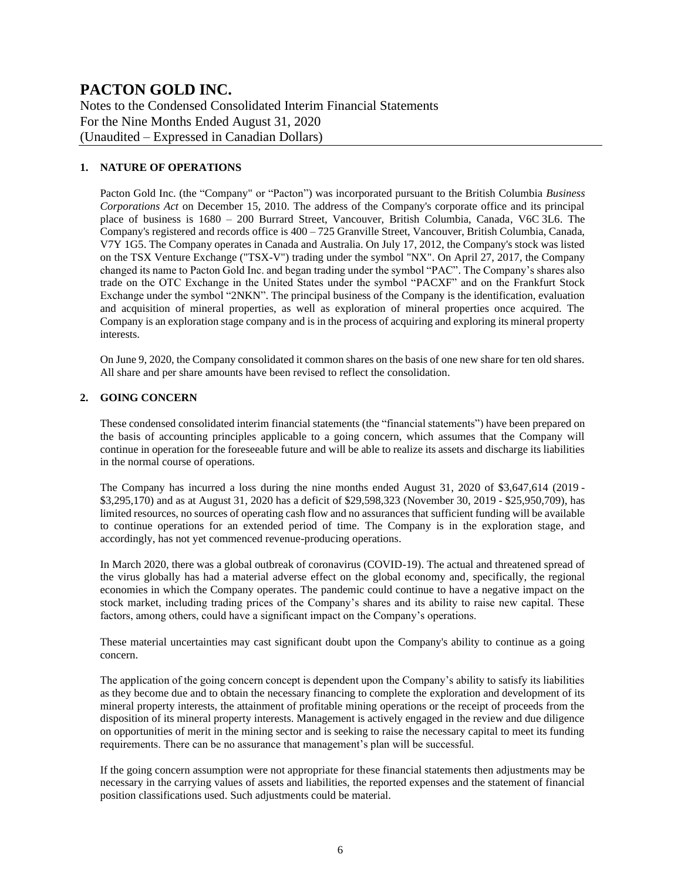# PACTON GOLD INC.

Notes to the Condensed Consolidated Interim Financial Statements
For the Nine Months Ended August 31, 2020
(Unaudited – Expressed in Canadian Dollars)

## 1. NATURE OF OPERATIONS

Pacton Gold Inc. (the "Company" or "Pacton") was incorporated pursuant to the British Columbia *Business Corporations Act* on December 15, 2010. The address of the Company's corporate office and its principal place of business is 1680 – 200 Burrard Street, Vancouver, British Columbia, Canada, V6C 3L6. The Company's registered and records office is 400 – 725 Granville Street, Vancouver, British Columbia, Canada, V7Y 1G5. The Company operates in Canada and Australia. On July 17, 2012, the Company's stock was listed on the TSX Venture Exchange ("TSX-V") trading under the symbol "NX". On April 27, 2017, the Company changed its name to Pacton Gold Inc. and began trading under the symbol "PAC". The Company's shares also trade on the OTC Exchange in the United States under the symbol "PACXF" and on the Frankfurt Stock Exchange under the symbol "2NKN". The principal business of the Company is the identification, evaluation and acquisition of mineral properties, as well as exploration of mineral properties once acquired. The Company is an exploration stage company and is in the process of acquiring and exploring its mineral property interests.

On June 9, 2020, the Company consolidated it common shares on the basis of one new share for ten old shares. All share and per share amounts have been revised to reflect the consolidation.

## 2. GOING CONCERN

These condensed consolidated interim financial statements (the "financial statements") have been prepared on the basis of accounting principles applicable to a going concern, which assumes that the Company will continue in operation for the foreseeable future and will be able to realize its assets and discharge its liabilities in the normal course of operations.

The Company has incurred a loss during the nine months ended August 31, 2020 of $3,647,614 (2019 - $3,295,170) and as at August 31, 2020 has a deficit of $29,598,323 (November 30, 2019 - $25,950,709), has limited resources, no sources of operating cash flow and no assurances that sufficient funding will be available to continue operations for an extended period of time. The Company is in the exploration stage, and accordingly, has not yet commenced revenue-producing operations.

In March 2020, there was a global outbreak of coronavirus (COVID-19). The actual and threatened spread of the virus globally has had a material adverse effect on the global economy and, specifically, the regional economies in which the Company operates. The pandemic could continue to have a negative impact on the stock market, including trading prices of the Company's shares and its ability to raise new capital. These factors, among others, could have a significant impact on the Company's operations.

These material uncertainties may cast significant doubt upon the Company's ability to continue as a going concern.

The application of the going concern concept is dependent upon the Company's ability to satisfy its liabilities as they become due and to obtain the necessary financing to complete the exploration and development of its mineral property interests, the attainment of profitable mining operations or the receipt of proceeds from the disposition of its mineral property interests. Management is actively engaged in the review and due diligence on opportunities of merit in the mining sector and is seeking to raise the necessary capital to meet its funding requirements. There can be no assurance that management's plan will be successful.

If the going concern assumption were not appropriate for these financial statements then adjustments may be necessary in the carrying values of assets and liabilities, the reported expenses and the statement of financial position classifications used. Such adjustments could be material.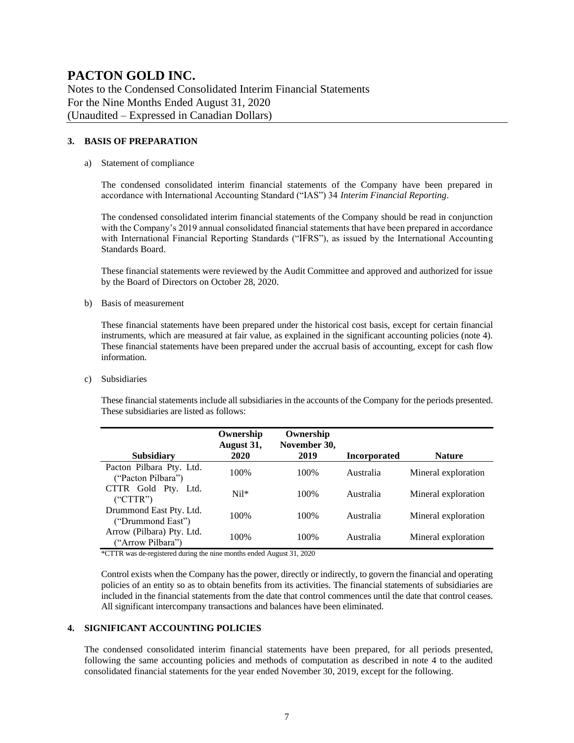# PACTON GOLD INC.

Notes to the Condensed Consolidated Interim Financial Statements
For the Nine Months Ended August 31, 2020
(Unaudited – Expressed in Canadian Dollars)

## 3. BASIS OF PREPARATION

a) Statement of compliance

The condensed consolidated interim financial statements of the Company have been prepared in accordance with International Accounting Standard ("IAS") 34 *Interim Financial Reporting*.

The condensed consolidated interim financial statements of the Company should be read in conjunction with the Company's 2019 annual consolidated financial statements that have been prepared in accordance with International Financial Reporting Standards ("IFRS"), as issued by the International Accounting Standards Board.

These financial statements were reviewed by the Audit Committee and approved and authorized for issue by the Board of Directors on October 28, 2020.

b) Basis of measurement

These financial statements have been prepared under the historical cost basis, except for certain financial instruments, which are measured at fair value, as explained in the significant accounting policies (note 4). These financial statements have been prepared under the accrual basis of accounting, except for cash flow information.

c) Subsidiaries

These financial statements include all subsidiaries in the accounts of the Company for the periods presented. These subsidiaries are listed as follows:

| Subsidiary | Ownership August 31, 2020 | Ownership November 30, 2019 | Incorporated | Nature |
|---|---|---|---|---|
| Pacton Pilbara Pty. Ltd. ("Pacton Pilbara") | 100% | 100% | Australia | Mineral exploration |
| CTTR Gold Pty. Ltd. ("CTTR") | Nil* | 100% | Australia | Mineral exploration |
| Drummond East Pty. Ltd. ("Drummond East") | 100% | 100% | Australia | Mineral exploration |
| Arrow (Pilbara) Pty. Ltd. ("Arrow Pilbara") | 100% | 100% | Australia | Mineral exploration |

*CTTR was de-registered during the nine months ended August 31, 2020

Control exists when the Company has the power, directly or indirectly, to govern the financial and operating policies of an entity so as to obtain benefits from its activities. The financial statements of subsidiaries are included in the financial statements from the date that control commences until the date that control ceases. All significant intercompany transactions and balances have been eliminated.

## 4. SIGNIFICANT ACCOUNTING POLICIES

The condensed consolidated interim financial statements have been prepared, for all periods presented, following the same accounting policies and methods of computation as described in note 4 to the audited consolidated financial statements for the year ended November 30, 2019, except for the following.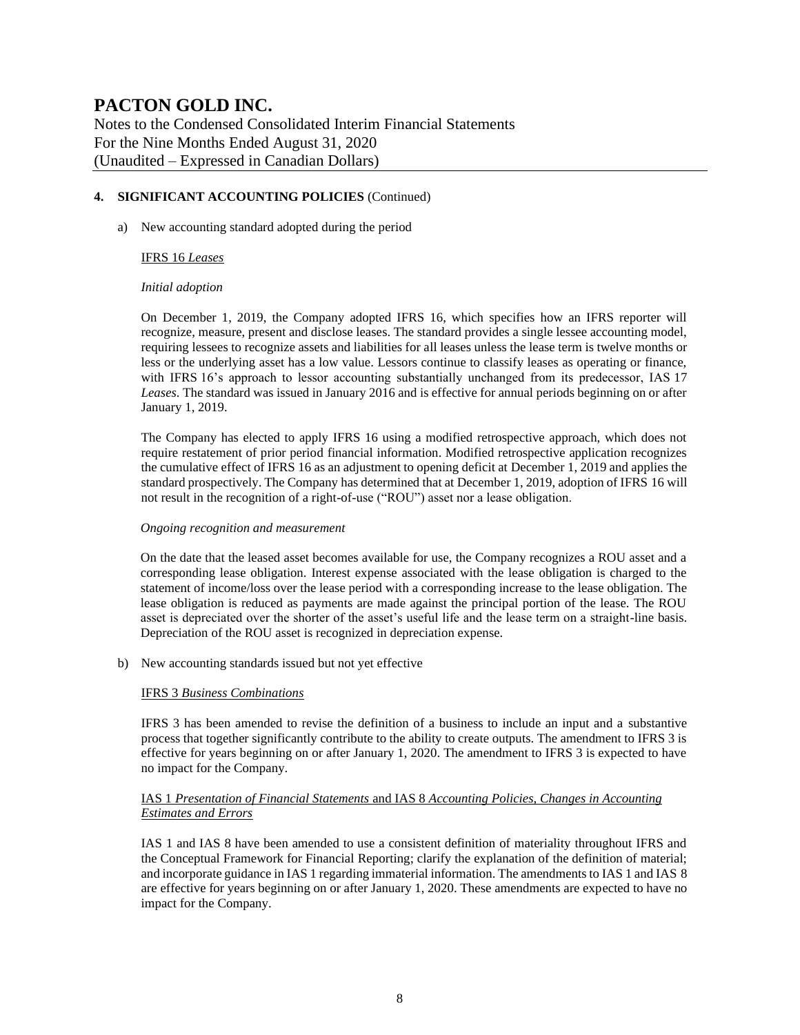## 4. SIGNIFICANT ACCOUNTING POLICIES (Continued)

a) New accounting standard adopted during the period

<u>IFRS 16 *Leases*</u>

*Initial adoption*

On December 1, 2019, the Company adopted IFRS 16, which specifies how an IFRS reporter will recognize, measure, present and disclose leases. The standard provides a single lessee accounting model, requiring lessees to recognize assets and liabilities for all leases unless the lease term is twelve months or less or the underlying asset has a low value. Lessors continue to classify leases as operating or finance, with IFRS 16's approach to lessor accounting substantially unchanged from its predecessor, IAS 17 *Leases*. The standard was issued in January 2016 and is effective for annual periods beginning on or after January 1, 2019.

The Company has elected to apply IFRS 16 using a modified retrospective approach, which does not require restatement of prior period financial information. Modified retrospective application recognizes the cumulative effect of IFRS 16 as an adjustment to opening deficit at December 1, 2019 and applies the standard prospectively. The Company has determined that at December 1, 2019, adoption of IFRS 16 will not result in the recognition of a right-of-use ("ROU") asset nor a lease obligation.

*Ongoing recognition and measurement*

On the date that the leased asset becomes available for use, the Company recognizes a ROU asset and a corresponding lease obligation. Interest expense associated with the lease obligation is charged to the statement of income/loss over the lease period with a corresponding increase to the lease obligation. The lease obligation is reduced as payments are made against the principal portion of the lease. The ROU asset is depreciated over the shorter of the asset's useful life and the lease term on a straight-line basis. Depreciation of the ROU asset is recognized in depreciation expense.

b) New accounting standards issued but not yet effective

<u>IFRS 3 *Business Combinations*</u>

IFRS 3 has been amended to revise the definition of a business to include an input and a substantive process that together significantly contribute to the ability to create outputs. The amendment to IFRS 3 is effective for years beginning on or after January 1, 2020. The amendment to IFRS 3 is expected to have no impact for the Company.

<u>IAS 1 *Presentation of Financial Statements* and IAS 8 *Accounting Policies, Changes in Accounting Estimates and Errors*</u>

IAS 1 and IAS 8 have been amended to use a consistent definition of materiality throughout IFRS and the Conceptual Framework for Financial Reporting; clarify the explanation of the definition of material; and incorporate guidance in IAS 1 regarding immaterial information. The amendments to IAS 1 and IAS 8 are effective for years beginning on or after January 1, 2020. These amendments are expected to have no impact for the Company.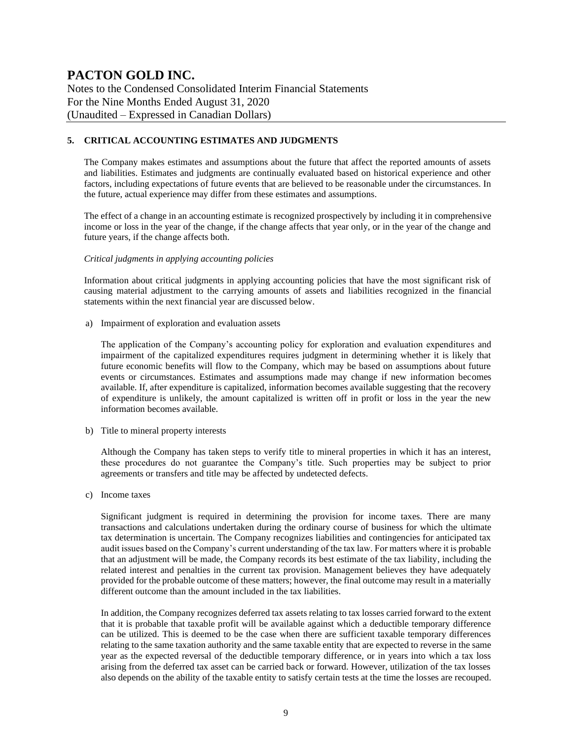## 5. CRITICAL ACCOUNTING ESTIMATES AND JUDGMENTS

The Company makes estimates and assumptions about the future that affect the reported amounts of assets and liabilities. Estimates and judgments are continually evaluated based on historical experience and other factors, including expectations of future events that are believed to be reasonable under the circumstances. In the future, actual experience may differ from these estimates and assumptions.

The effect of a change in an accounting estimate is recognized prospectively by including it in comprehensive income or loss in the year of the change, if the change affects that year only, or in the year of the change and future years, if the change affects both.

*Critical judgments in applying accounting policies*

Information about critical judgments in applying accounting policies that have the most significant risk of causing material adjustment to the carrying amounts of assets and liabilities recognized in the financial statements within the next financial year are discussed below.

a) Impairment of exploration and evaluation assets

The application of the Company's accounting policy for exploration and evaluation expenditures and impairment of the capitalized expenditures requires judgment in determining whether it is likely that future economic benefits will flow to the Company, which may be based on assumptions about future events or circumstances. Estimates and assumptions made may change if new information becomes available. If, after expenditure is capitalized, information becomes available suggesting that the recovery of expenditure is unlikely, the amount capitalized is written off in profit or loss in the year the new information becomes available.

b) Title to mineral property interests

Although the Company has taken steps to verify title to mineral properties in which it has an interest, these procedures do not guarantee the Company's title. Such properties may be subject to prior agreements or transfers and title may be affected by undetected defects.

c) Income taxes

Significant judgment is required in determining the provision for income taxes. There are many transactions and calculations undertaken during the ordinary course of business for which the ultimate tax determination is uncertain. The Company recognizes liabilities and contingencies for anticipated tax audit issues based on the Company's current understanding of the tax law. For matters where it is probable that an adjustment will be made, the Company records its best estimate of the tax liability, including the related interest and penalties in the current tax provision. Management believes they have adequately provided for the probable outcome of these matters; however, the final outcome may result in a materially different outcome than the amount included in the tax liabilities.

In addition, the Company recognizes deferred tax assets relating to tax losses carried forward to the extent that it is probable that taxable profit will be available against which a deductible temporary difference can be utilized. This is deemed to be the case when there are sufficient taxable temporary differences relating to the same taxation authority and the same taxable entity that are expected to reverse in the same year as the expected reversal of the deductible temporary difference, or in years into which a tax loss arising from the deferred tax asset can be carried back or forward. However, utilization of the tax losses also depends on the ability of the taxable entity to satisfy certain tests at the time the losses are recouped.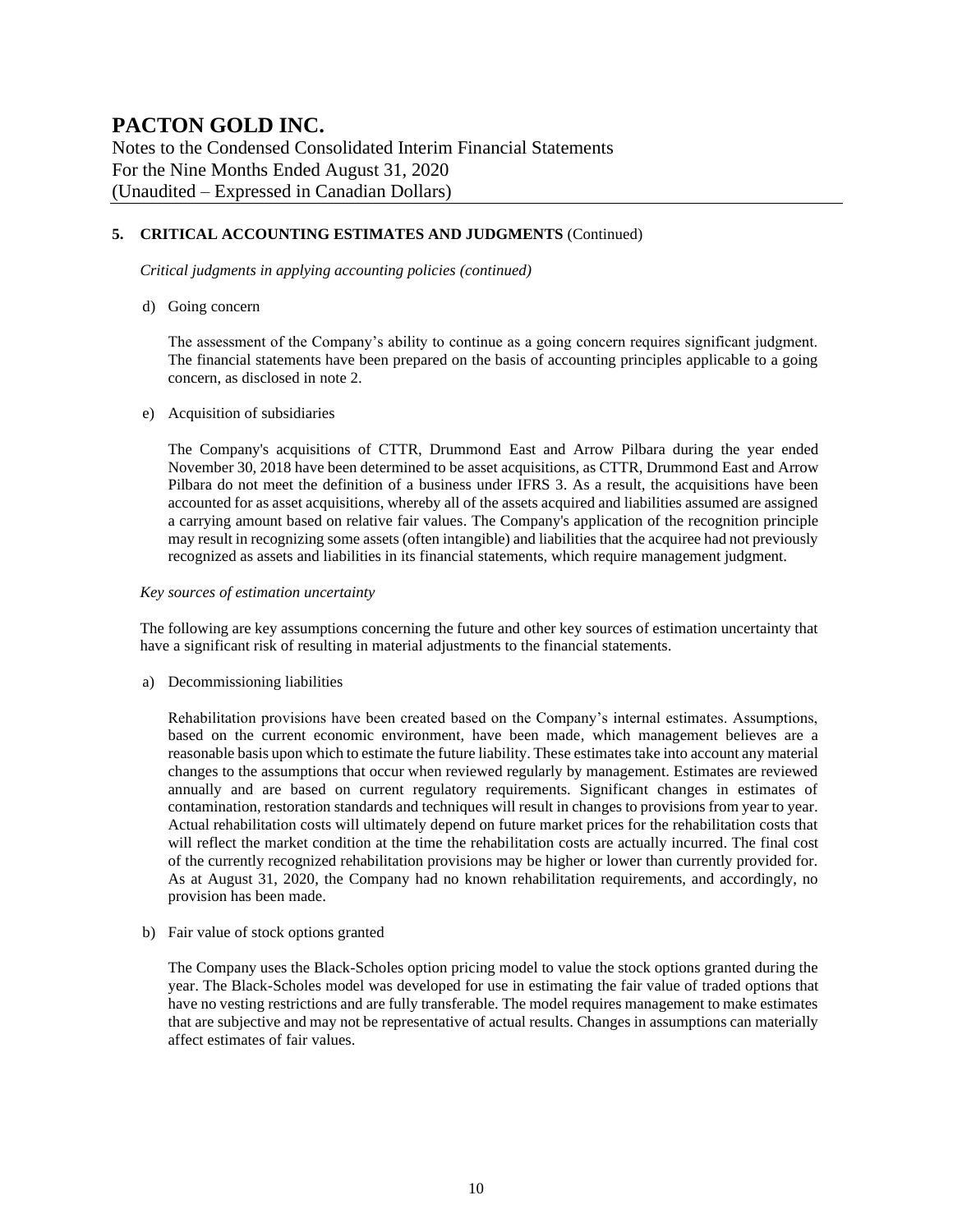## 5. CRITICAL ACCOUNTING ESTIMATES AND JUDGMENTS (Continued)

*Critical judgments in applying accounting policies (continued)*

d) Going concern

The assessment of the Company's ability to continue as a going concern requires significant judgment. The financial statements have been prepared on the basis of accounting principles applicable to a going concern, as disclosed in note 2.

e) Acquisition of subsidiaries

The Company's acquisitions of CTTR, Drummond East and Arrow Pilbara during the year ended November 30, 2018 have been determined to be asset acquisitions, as CTTR, Drummond East and Arrow Pilbara do not meet the definition of a business under IFRS 3. As a result, the acquisitions have been accounted for as asset acquisitions, whereby all of the assets acquired and liabilities assumed are assigned a carrying amount based on relative fair values. The Company's application of the recognition principle may result in recognizing some assets (often intangible) and liabilities that the acquiree had not previously recognized as assets and liabilities in its financial statements, which require management judgment.

*Key sources of estimation uncertainty*

The following are key assumptions concerning the future and other key sources of estimation uncertainty that have a significant risk of resulting in material adjustments to the financial statements.

a) Decommissioning liabilities

Rehabilitation provisions have been created based on the Company's internal estimates. Assumptions, based on the current economic environment, have been made, which management believes are a reasonable basis upon which to estimate the future liability. These estimates take into account any material changes to the assumptions that occur when reviewed regularly by management. Estimates are reviewed annually and are based on current regulatory requirements. Significant changes in estimates of contamination, restoration standards and techniques will result in changes to provisions from year to year. Actual rehabilitation costs will ultimately depend on future market prices for the rehabilitation costs that will reflect the market condition at the time the rehabilitation costs are actually incurred. The final cost of the currently recognized rehabilitation provisions may be higher or lower than currently provided for. As at August 31, 2020, the Company had no known rehabilitation requirements, and accordingly, no provision has been made.

b) Fair value of stock options granted

The Company uses the Black-Scholes option pricing model to value the stock options granted during the year. The Black-Scholes model was developed for use in estimating the fair value of traded options that have no vesting restrictions and are fully transferable. The model requires management to make estimates that are subjective and may not be representative of actual results. Changes in assumptions can materially affect estimates of fair values.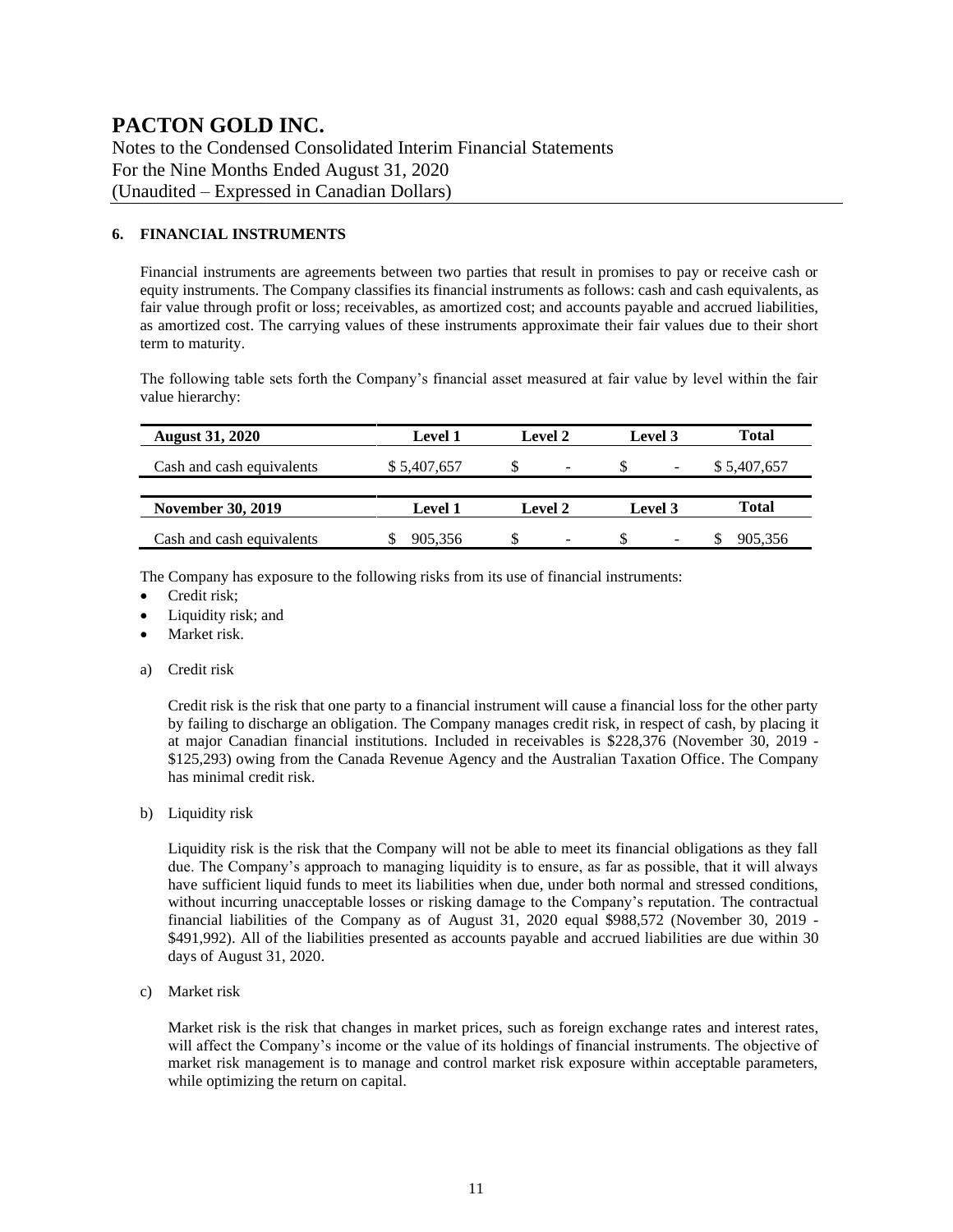# PACTON GOLD INC.

Notes to the Condensed Consolidated Interim Financial Statements
For the Nine Months Ended August 31, 2020
(Unaudited – Expressed in Canadian Dollars)

## 6. FINANCIAL INSTRUMENTS

Financial instruments are agreements between two parties that result in promises to pay or receive cash or equity instruments. The Company classifies its financial instruments as follows: cash and cash equivalents, as fair value through profit or loss; receivables, as amortized cost; and accounts payable and accrued liabilities, as amortized cost. The carrying values of these instruments approximate their fair values due to their short term to maturity.

The following table sets forth the Company's financial asset measured at fair value by level within the fair value hierarchy:

| August 31, 2020 | Level 1 | Level 2 | Level 3 | Total |
|---|---|---|---|---|
| Cash and cash equivalents | $ 5,407,657 | $ - | $ - | $ 5,407,657 |

| November 30, 2019 | Level 1 | Level 2 | Level 3 | Total |
|---|---|---|---|---|
| Cash and cash equivalents | $ 905,356 | $ - | $ - | $ 905,356 |

The Company has exposure to the following risks from its use of financial instruments:

- Credit risk;
- Liquidity risk; and
- Market risk.

a) Credit risk

Credit risk is the risk that one party to a financial instrument will cause a financial loss for the other party by failing to discharge an obligation. The Company manages credit risk, in respect of cash, by placing it at major Canadian financial institutions. Included in receivables is $228,376 (November 30, 2019 - $125,293) owing from the Canada Revenue Agency and the Australian Taxation Office. The Company has minimal credit risk.

b) Liquidity risk

Liquidity risk is the risk that the Company will not be able to meet its financial obligations as they fall due. The Company's approach to managing liquidity is to ensure, as far as possible, that it will always have sufficient liquid funds to meet its liabilities when due, under both normal and stressed conditions, without incurring unacceptable losses or risking damage to the Company's reputation. The contractual financial liabilities of the Company as of August 31, 2020 equal $988,572 (November 30, 2019 - $491,992). All of the liabilities presented as accounts payable and accrued liabilities are due within 30 days of August 31, 2020.

c) Market risk

Market risk is the risk that changes in market prices, such as foreign exchange rates and interest rates, will affect the Company's income or the value of its holdings of financial instruments. The objective of market risk management is to manage and control market risk exposure within acceptable parameters, while optimizing the return on capital.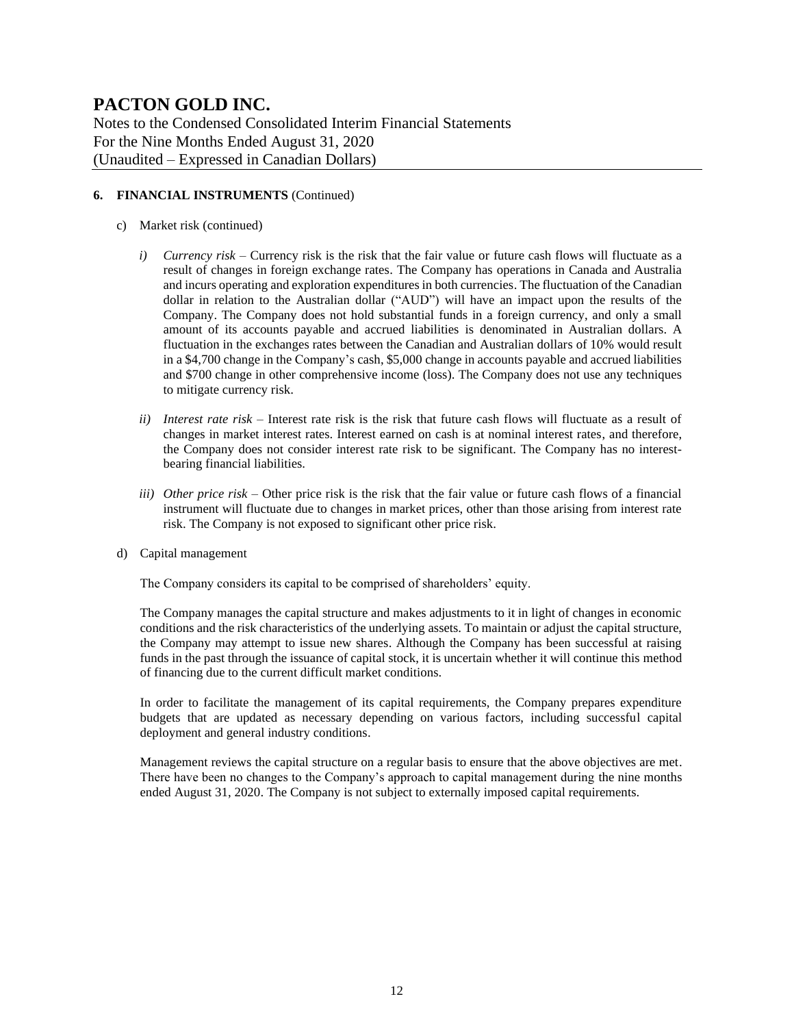# PACTON GOLD INC.

Notes to the Condensed Consolidated Interim Financial Statements
For the Nine Months Ended August 31, 2020
(Unaudited – Expressed in Canadian Dollars)

**6. FINANCIAL INSTRUMENTS** (Continued)

c) Market risk (continued)

*i) Currency risk* – Currency risk is the risk that the fair value or future cash flows will fluctuate as a result of changes in foreign exchange rates. The Company has operations in Canada and Australia and incurs operating and exploration expenditures in both currencies. The fluctuation of the Canadian dollar in relation to the Australian dollar ("AUD") will have an impact upon the results of the Company. The Company does not hold substantial funds in a foreign currency, and only a small amount of its accounts payable and accrued liabilities is denominated in Australian dollars. A fluctuation in the exchanges rates between the Canadian and Australian dollars of 10% would result in a $4,700 change in the Company's cash, $5,000 change in accounts payable and accrued liabilities and $700 change in other comprehensive income (loss). The Company does not use any techniques to mitigate currency risk.

*ii) Interest rate risk* – Interest rate risk is the risk that future cash flows will fluctuate as a result of changes in market interest rates. Interest earned on cash is at nominal interest rates, and therefore, the Company does not consider interest rate risk to be significant. The Company has no interest-bearing financial liabilities.

*iii) Other price risk* – Other price risk is the risk that the fair value or future cash flows of a financial instrument will fluctuate due to changes in market prices, other than those arising from interest rate risk. The Company is not exposed to significant other price risk.

d) Capital management

The Company considers its capital to be comprised of shareholders' equity.

The Company manages the capital structure and makes adjustments to it in light of changes in economic conditions and the risk characteristics of the underlying assets. To maintain or adjust the capital structure, the Company may attempt to issue new shares. Although the Company has been successful at raising funds in the past through the issuance of capital stock, it is uncertain whether it will continue this method of financing due to the current difficult market conditions.

In order to facilitate the management of its capital requirements, the Company prepares expenditure budgets that are updated as necessary depending on various factors, including successful capital deployment and general industry conditions.

Management reviews the capital structure on a regular basis to ensure that the above objectives are met. There have been no changes to the Company's approach to capital management during the nine months ended August 31, 2020. The Company is not subject to externally imposed capital requirements.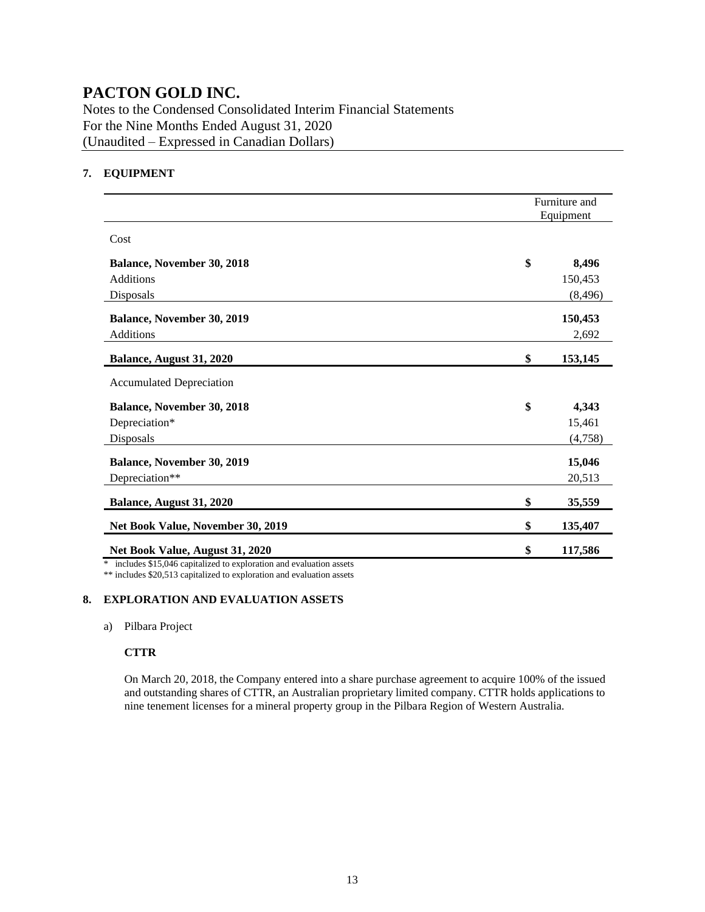# PACTON GOLD INC.

Notes to the Condensed Consolidated Interim Financial Statements
For the Nine Months Ended August 31, 2020
(Unaudited – Expressed in Canadian Dollars)

## 7. EQUIPMENT

| | Furniture and Equipment |
|---|---|
| Cost | |
| **Balance, November 30, 2018** | **$ 8,496** |
| Additions | 150,453 |
| Disposals | (8,496) |
| **Balance, November 30, 2019** | **150,453** |
| Additions | 2,692 |
| **Balance, August 31, 2020** | **$ 153,145** |
| Accumulated Depreciation | |
| **Balance, November 30, 2018** | **$ 4,343** |
| Depreciation* | 15,461 |
| Disposals | (4,758) |
| **Balance, November 30, 2019** | **15,046** |
| Depreciation** | 20,513 |
| **Balance, August 31, 2020** | **$ 35,559** |
| **Net Book Value, November 30, 2019** | **$ 135,407** |
| **Net Book Value, August 31, 2020** | **$ 117,586** |

* includes $15,046 capitalized to exploration and evaluation assets

** includes $20,513 capitalized to exploration and evaluation assets

## 8. EXPLORATION AND EVALUATION ASSETS

a) Pilbara Project

**CTTR**

On March 20, 2018, the Company entered into a share purchase agreement to acquire 100% of the issued and outstanding shares of CTTR, an Australian proprietary limited company. CTTR holds applications to nine tenement licenses for a mineral property group in the Pilbara Region of Western Australia.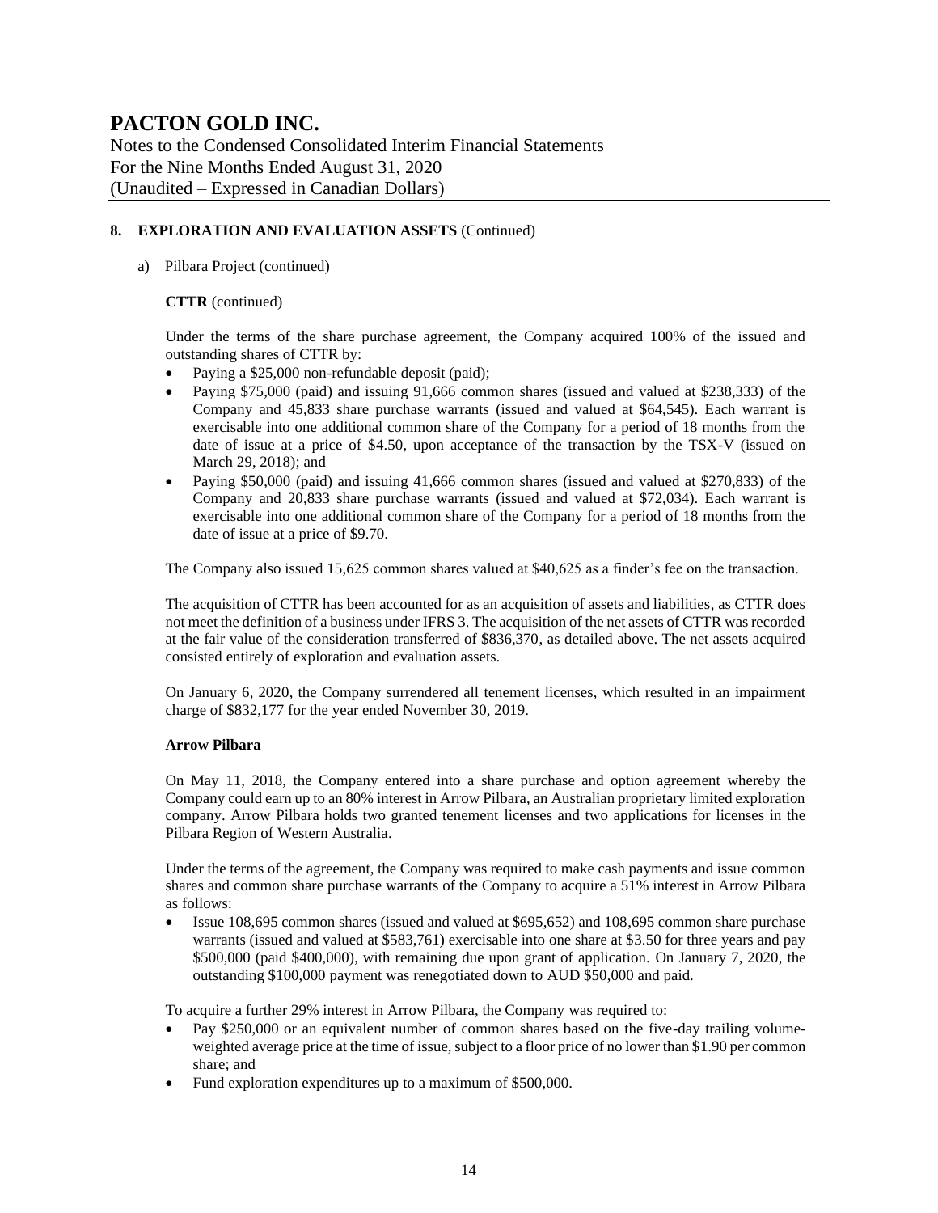## 8. EXPLORATION AND EVALUATION ASSETS (Continued)

a) Pilbara Project (continued)

**CTTR** (continued)

Under the terms of the share purchase agreement, the Company acquired 100% of the issued and outstanding shares of CTTR by:

- Paying a $25,000 non-refundable deposit (paid);
- Paying $75,000 (paid) and issuing 91,666 common shares (issued and valued at $238,333) of the Company and 45,833 share purchase warrants (issued and valued at $64,545). Each warrant is exercisable into one additional common share of the Company for a period of 18 months from the date of issue at a price of $4.50, upon acceptance of the transaction by the TSX-V (issued on March 29, 2018); and
- Paying $50,000 (paid) and issuing 41,666 common shares (issued and valued at $270,833) of the Company and 20,833 share purchase warrants (issued and valued at $72,034). Each warrant is exercisable into one additional common share of the Company for a period of 18 months from the date of issue at a price of $9.70.

The Company also issued 15,625 common shares valued at $40,625 as a finder's fee on the transaction.

The acquisition of CTTR has been accounted for as an acquisition of assets and liabilities, as CTTR does not meet the definition of a business under IFRS 3. The acquisition of the net assets of CTTR was recorded at the fair value of the consideration transferred of $836,370, as detailed above. The net assets acquired consisted entirely of exploration and evaluation assets.

On January 6, 2020, the Company surrendered all tenement licenses, which resulted in an impairment charge of $832,177 for the year ended November 30, 2019.

**Arrow Pilbara**

On May 11, 2018, the Company entered into a share purchase and option agreement whereby the Company could earn up to an 80% interest in Arrow Pilbara, an Australian proprietary limited exploration company. Arrow Pilbara holds two granted tenement licenses and two applications for licenses in the Pilbara Region of Western Australia.

Under the terms of the agreement, the Company was required to make cash payments and issue common shares and common share purchase warrants of the Company to acquire a 51% interest in Arrow Pilbara as follows:

- Issue 108,695 common shares (issued and valued at $695,652) and 108,695 common share purchase warrants (issued and valued at $583,761) exercisable into one share at $3.50 for three years and pay $500,000 (paid $400,000), with remaining due upon grant of application. On January 7, 2020, the outstanding $100,000 payment was renegotiated down to AUD $50,000 and paid.

To acquire a further 29% interest in Arrow Pilbara, the Company was required to:

- Pay $250,000 or an equivalent number of common shares based on the five-day trailing volume-weighted average price at the time of issue, subject to a floor price of no lower than $1.90 per common share; and
- Fund exploration expenditures up to a maximum of $500,000.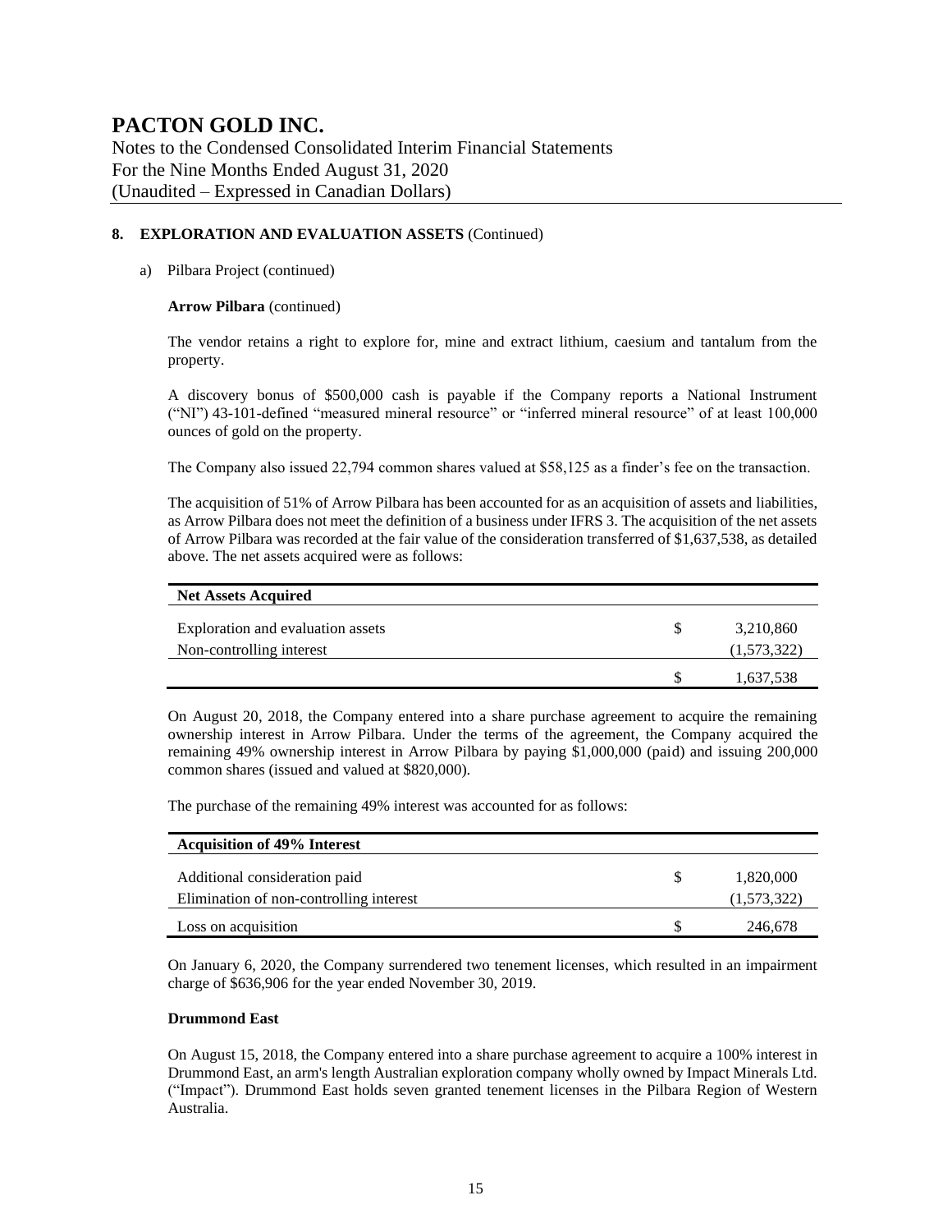## 8. EXPLORATION AND EVALUATION ASSETS (Continued)

a) Pilbara Project (continued)

**Arrow Pilbara** (continued)

The vendor retains a right to explore for, mine and extract lithium, caesium and tantalum from the property.

A discovery bonus of $500,000 cash is payable if the Company reports a National Instrument ("NI") 43-101-defined "measured mineral resource" or "inferred mineral resource" of at least 100,000 ounces of gold on the property.

The Company also issued 22,794 common shares valued at $58,125 as a finder's fee on the transaction.

The acquisition of 51% of Arrow Pilbara has been accounted for as an acquisition of assets and liabilities, as Arrow Pilbara does not meet the definition of a business under IFRS 3. The acquisition of the net assets of Arrow Pilbara was recorded at the fair value of the consideration transferred of $1,637,538, as detailed above. The net assets acquired were as follows:

| **Net Assets Acquired** | | |
|---|---|---|
| Exploration and evaluation assets | $ | 3,210,860 |
| Non-controlling interest | | (1,573,322) |
| | $ | 1,637,538 |

On August 20, 2018, the Company entered into a share purchase agreement to acquire the remaining ownership interest in Arrow Pilbara. Under the terms of the agreement, the Company acquired the remaining 49% ownership interest in Arrow Pilbara by paying $1,000,000 (paid) and issuing 200,000 common shares (issued and valued at $820,000).

The purchase of the remaining 49% interest was accounted for as follows:

| **Acquisition of 49% Interest** | | |
|---|---|---|
| Additional consideration paid | $ | 1,820,000 |
| Elimination of non-controlling interest | | (1,573,322) |
| Loss on acquisition | $ | 246,678 |

On January 6, 2020, the Company surrendered two tenement licenses, which resulted in an impairment charge of $636,906 for the year ended November 30, 2019.

**Drummond East**

On August 15, 2018, the Company entered into a share purchase agreement to acquire a 100% interest in Drummond East, an arm's length Australian exploration company wholly owned by Impact Minerals Ltd. ("Impact"). Drummond East holds seven granted tenement licenses in the Pilbara Region of Western Australia.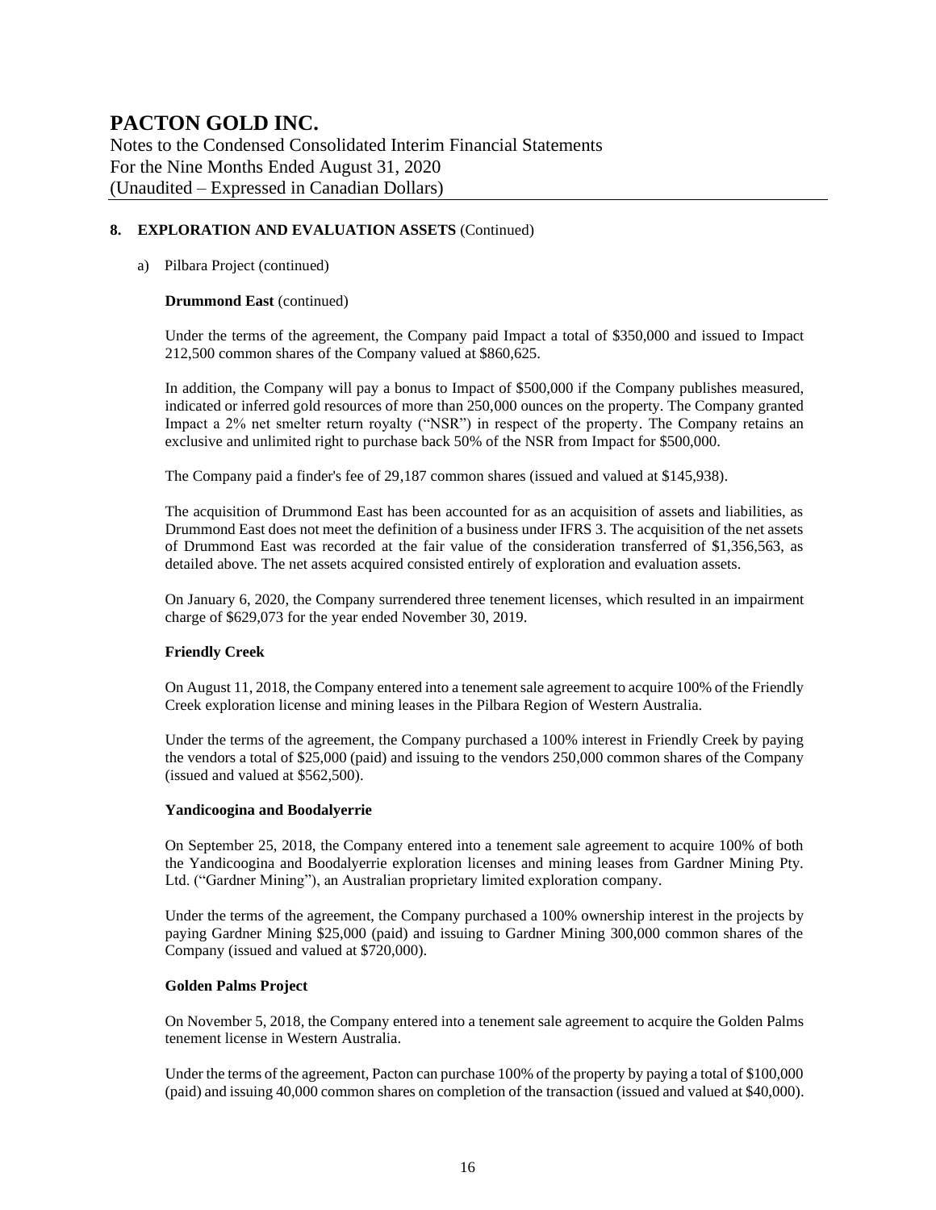## 8. EXPLORATION AND EVALUATION ASSETS (Continued)

a) Pilbara Project (continued)

**Drummond East** (continued)

Under the terms of the agreement, the Company paid Impact a total of $350,000 and issued to Impact 212,500 common shares of the Company valued at $860,625.

In addition, the Company will pay a bonus to Impact of $500,000 if the Company publishes measured, indicated or inferred gold resources of more than 250,000 ounces on the property. The Company granted Impact a 2% net smelter return royalty ("NSR") in respect of the property. The Company retains an exclusive and unlimited right to purchase back 50% of the NSR from Impact for $500,000.

The Company paid a finder's fee of 29,187 common shares (issued and valued at $145,938).

The acquisition of Drummond East has been accounted for as an acquisition of assets and liabilities, as Drummond East does not meet the definition of a business under IFRS 3. The acquisition of the net assets of Drummond East was recorded at the fair value of the consideration transferred of $1,356,563, as detailed above. The net assets acquired consisted entirely of exploration and evaluation assets.

On January 6, 2020, the Company surrendered three tenement licenses, which resulted in an impairment charge of $629,073 for the year ended November 30, 2019.

**Friendly Creek**

On August 11, 2018, the Company entered into a tenement sale agreement to acquire 100% of the Friendly Creek exploration license and mining leases in the Pilbara Region of Western Australia.

Under the terms of the agreement, the Company purchased a 100% interest in Friendly Creek by paying the vendors a total of $25,000 (paid) and issuing to the vendors 250,000 common shares of the Company (issued and valued at $562,500).

**Yandicoogina and Boodalyerrie**

On September 25, 2018, the Company entered into a tenement sale agreement to acquire 100% of both the Yandicoogina and Boodalyerrie exploration licenses and mining leases from Gardner Mining Pty. Ltd. ("Gardner Mining"), an Australian proprietary limited exploration company.

Under the terms of the agreement, the Company purchased a 100% ownership interest in the projects by paying Gardner Mining $25,000 (paid) and issuing to Gardner Mining 300,000 common shares of the Company (issued and valued at $720,000).

**Golden Palms Project**

On November 5, 2018, the Company entered into a tenement sale agreement to acquire the Golden Palms tenement license in Western Australia.

Under the terms of the agreement, Pacton can purchase 100% of the property by paying a total of $100,000 (paid) and issuing 40,000 common shares on completion of the transaction (issued and valued at $40,000).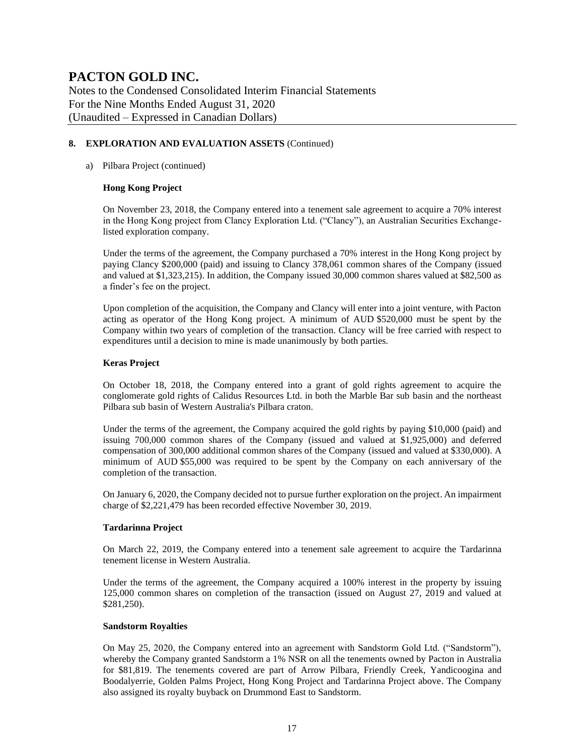## 8. EXPLORATION AND EVALUATION ASSETS (Continued)

a) Pilbara Project (continued)

**Hong Kong Project**

On November 23, 2018, the Company entered into a tenement sale agreement to acquire a 70% interest in the Hong Kong project from Clancy Exploration Ltd. ("Clancy"), an Australian Securities Exchange-listed exploration company.

Under the terms of the agreement, the Company purchased a 70% interest in the Hong Kong project by paying Clancy $200,000 (paid) and issuing to Clancy 378,061 common shares of the Company (issued and valued at $1,323,215). In addition, the Company issued 30,000 common shares valued at $82,500 as a finder's fee on the project.

Upon completion of the acquisition, the Company and Clancy will enter into a joint venture, with Pacton acting as operator of the Hong Kong project. A minimum of AUD $520,000 must be spent by the Company within two years of completion of the transaction. Clancy will be free carried with respect to expenditures until a decision to mine is made unanimously by both parties.

**Keras Project**

On October 18, 2018, the Company entered into a grant of gold rights agreement to acquire the conglomerate gold rights of Calidus Resources Ltd. in both the Marble Bar sub basin and the northeast Pilbara sub basin of Western Australia's Pilbara craton.

Under the terms of the agreement, the Company acquired the gold rights by paying $10,000 (paid) and issuing 700,000 common shares of the Company (issued and valued at $1,925,000) and deferred compensation of 300,000 additional common shares of the Company (issued and valued at $330,000). A minimum of AUD $55,000 was required to be spent by the Company on each anniversary of the completion of the transaction.

On January 6, 2020, the Company decided not to pursue further exploration on the project. An impairment charge of $2,221,479 has been recorded effective November 30, 2019.

**Tardarinna Project**

On March 22, 2019, the Company entered into a tenement sale agreement to acquire the Tardarinna tenement license in Western Australia.

Under the terms of the agreement, the Company acquired a 100% interest in the property by issuing 125,000 common shares on completion of the transaction (issued on August 27, 2019 and valued at $281,250).

**Sandstorm Royalties**

On May 25, 2020, the Company entered into an agreement with Sandstorm Gold Ltd. ("Sandstorm"), whereby the Company granted Sandstorm a 1% NSR on all the tenements owned by Pacton in Australia for $81,819. The tenements covered are part of Arrow Pilbara, Friendly Creek, Yandicoogina and Boodalyerrie, Golden Palms Project, Hong Kong Project and Tardarinna Project above. The Company also assigned its royalty buyback on Drummond East to Sandstorm.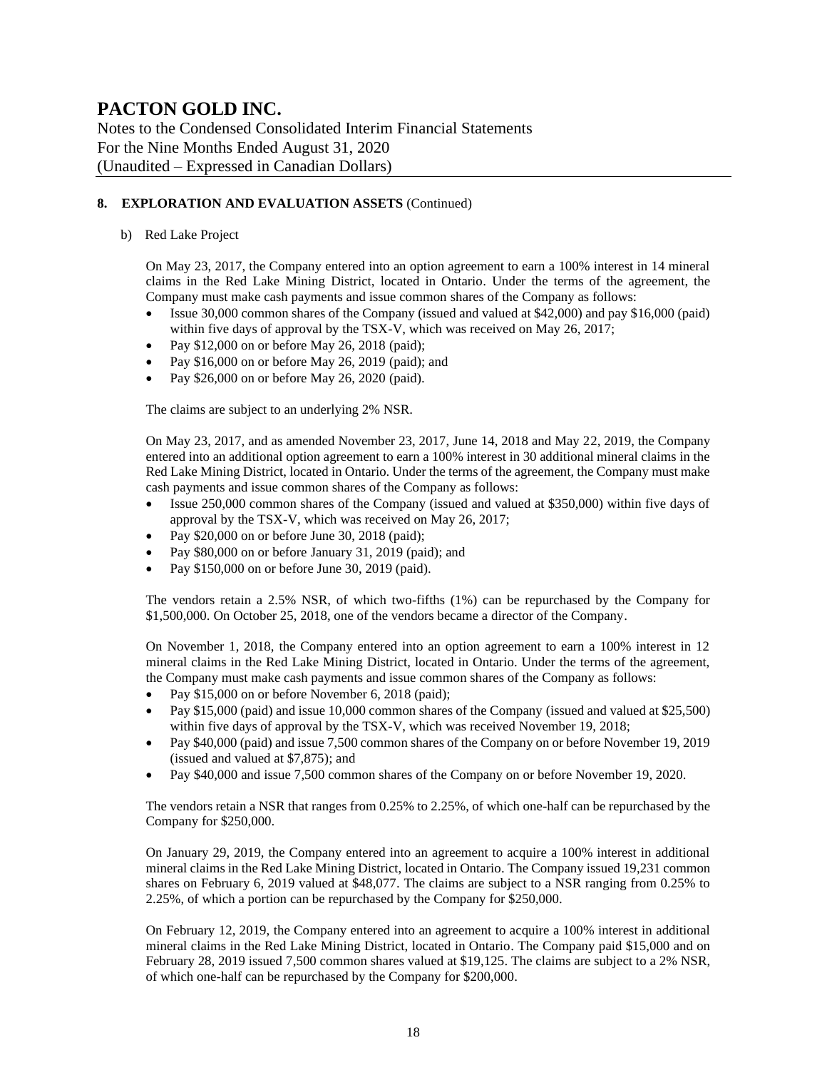## 8. EXPLORATION AND EVALUATION ASSETS (Continued)

b) Red Lake Project

On May 23, 2017, the Company entered into an option agreement to earn a 100% interest in 14 mineral claims in the Red Lake Mining District, located in Ontario. Under the terms of the agreement, the Company must make cash payments and issue common shares of the Company as follows:

- Issue 30,000 common shares of the Company (issued and valued at $42,000) and pay $16,000 (paid) within five days of approval by the TSX-V, which was received on May 26, 2017;
- Pay $12,000 on or before May 26, 2018 (paid);
- Pay $16,000 on or before May 26, 2019 (paid); and
- Pay $26,000 on or before May 26, 2020 (paid).

The claims are subject to an underlying 2% NSR.

On May 23, 2017, and as amended November 23, 2017, June 14, 2018 and May 22, 2019, the Company entered into an additional option agreement to earn a 100% interest in 30 additional mineral claims in the Red Lake Mining District, located in Ontario. Under the terms of the agreement, the Company must make cash payments and issue common shares of the Company as follows:

- Issue 250,000 common shares of the Company (issued and valued at $350,000) within five days of approval by the TSX-V, which was received on May 26, 2017;
- Pay $20,000 on or before June 30, 2018 (paid);
- Pay $80,000 on or before January 31, 2019 (paid); and
- Pay $150,000 on or before June 30, 2019 (paid).

The vendors retain a 2.5% NSR, of which two-fifths (1%) can be repurchased by the Company for $1,500,000. On October 25, 2018, one of the vendors became a director of the Company.

On November 1, 2018, the Company entered into an option agreement to earn a 100% interest in 12 mineral claims in the Red Lake Mining District, located in Ontario. Under the terms of the agreement, the Company must make cash payments and issue common shares of the Company as follows:

- Pay $15,000 on or before November 6, 2018 (paid);
- Pay $15,000 (paid) and issue 10,000 common shares of the Company (issued and valued at $25,500) within five days of approval by the TSX-V, which was received November 19, 2018;
- Pay $40,000 (paid) and issue 7,500 common shares of the Company on or before November 19, 2019 (issued and valued at $7,875); and
- Pay $40,000 and issue 7,500 common shares of the Company on or before November 19, 2020.

The vendors retain a NSR that ranges from 0.25% to 2.25%, of which one-half can be repurchased by the Company for $250,000.

On January 29, 2019, the Company entered into an agreement to acquire a 100% interest in additional mineral claims in the Red Lake Mining District, located in Ontario. The Company issued 19,231 common shares on February 6, 2019 valued at $48,077. The claims are subject to a NSR ranging from 0.25% to 2.25%, of which a portion can be repurchased by the Company for $250,000.

On February 12, 2019, the Company entered into an agreement to acquire a 100% interest in additional mineral claims in the Red Lake Mining District, located in Ontario. The Company paid $15,000 and on February 28, 2019 issued 7,500 common shares valued at $19,125. The claims are subject to a 2% NSR, of which one-half can be repurchased by the Company for $200,000.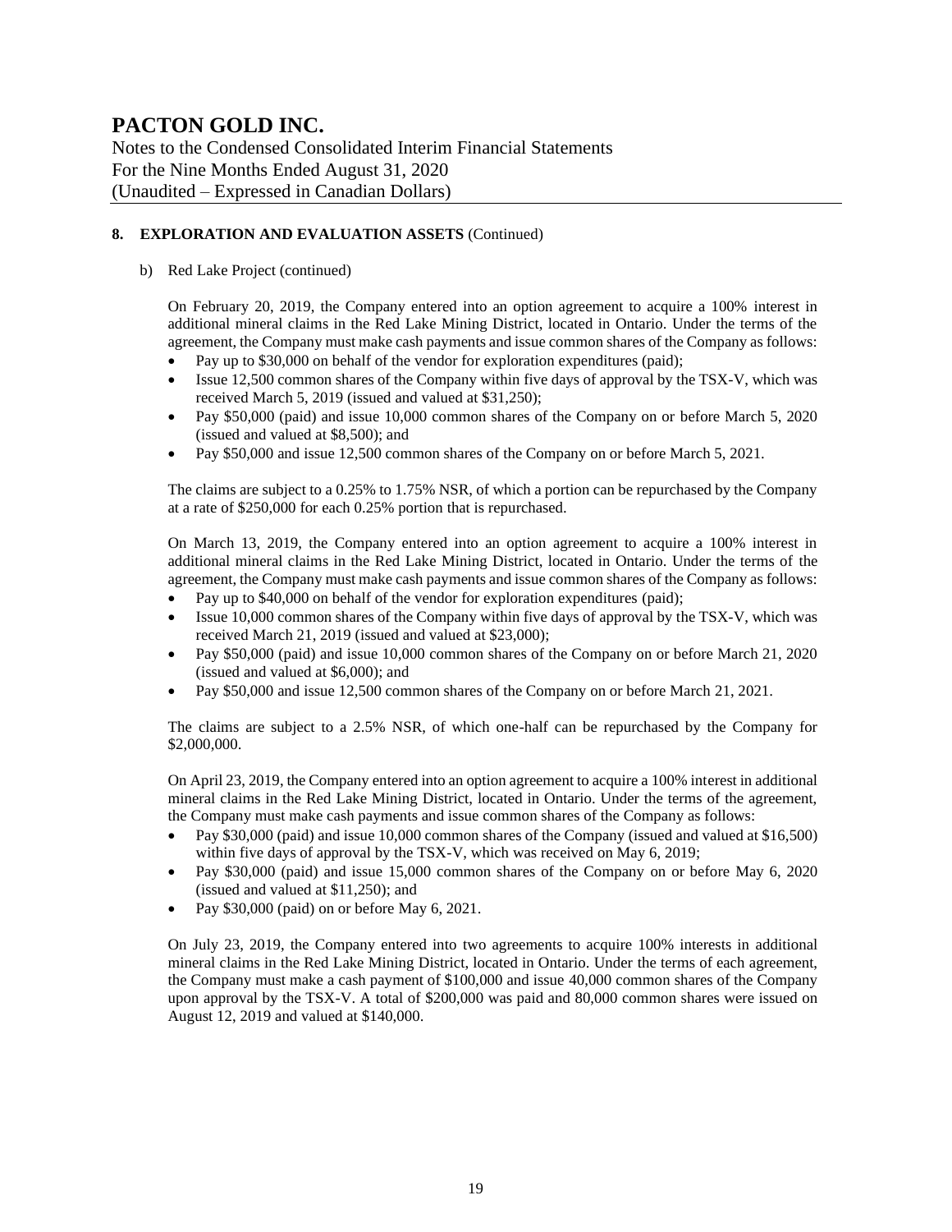## 8. EXPLORATION AND EVALUATION ASSETS (Continued)

b) Red Lake Project (continued)

On February 20, 2019, the Company entered into an option agreement to acquire a 100% interest in additional mineral claims in the Red Lake Mining District, located in Ontario. Under the terms of the agreement, the Company must make cash payments and issue common shares of the Company as follows:

- Pay up to $30,000 on behalf of the vendor for exploration expenditures (paid);
- Issue 12,500 common shares of the Company within five days of approval by the TSX-V, which was received March 5, 2019 (issued and valued at $31,250);
- Pay $50,000 (paid) and issue 10,000 common shares of the Company on or before March 5, 2020 (issued and valued at $8,500); and
- Pay $50,000 and issue 12,500 common shares of the Company on or before March 5, 2021.

The claims are subject to a 0.25% to 1.75% NSR, of which a portion can be repurchased by the Company at a rate of $250,000 for each 0.25% portion that is repurchased.

On March 13, 2019, the Company entered into an option agreement to acquire a 100% interest in additional mineral claims in the Red Lake Mining District, located in Ontario. Under the terms of the agreement, the Company must make cash payments and issue common shares of the Company as follows:

- Pay up to $40,000 on behalf of the vendor for exploration expenditures (paid);
- Issue 10,000 common shares of the Company within five days of approval by the TSX-V, which was received March 21, 2019 (issued and valued at $23,000);
- Pay $50,000 (paid) and issue 10,000 common shares of the Company on or before March 21, 2020 (issued and valued at $6,000); and
- Pay $50,000 and issue 12,500 common shares of the Company on or before March 21, 2021.

The claims are subject to a 2.5% NSR, of which one-half can be repurchased by the Company for $2,000,000.

On April 23, 2019, the Company entered into an option agreement to acquire a 100% interest in additional mineral claims in the Red Lake Mining District, located in Ontario. Under the terms of the agreement, the Company must make cash payments and issue common shares of the Company as follows:

- Pay $30,000 (paid) and issue 10,000 common shares of the Company (issued and valued at $16,500) within five days of approval by the TSX-V, which was received on May 6, 2019;
- Pay $30,000 (paid) and issue 15,000 common shares of the Company on or before May 6, 2020 (issued and valued at $11,250); and
- Pay $30,000 (paid) on or before May 6, 2021.

On July 23, 2019, the Company entered into two agreements to acquire 100% interests in additional mineral claims in the Red Lake Mining District, located in Ontario. Under the terms of each agreement, the Company must make a cash payment of $100,000 and issue 40,000 common shares of the Company upon approval by the TSX-V. A total of $200,000 was paid and 80,000 common shares were issued on August 12, 2019 and valued at $140,000.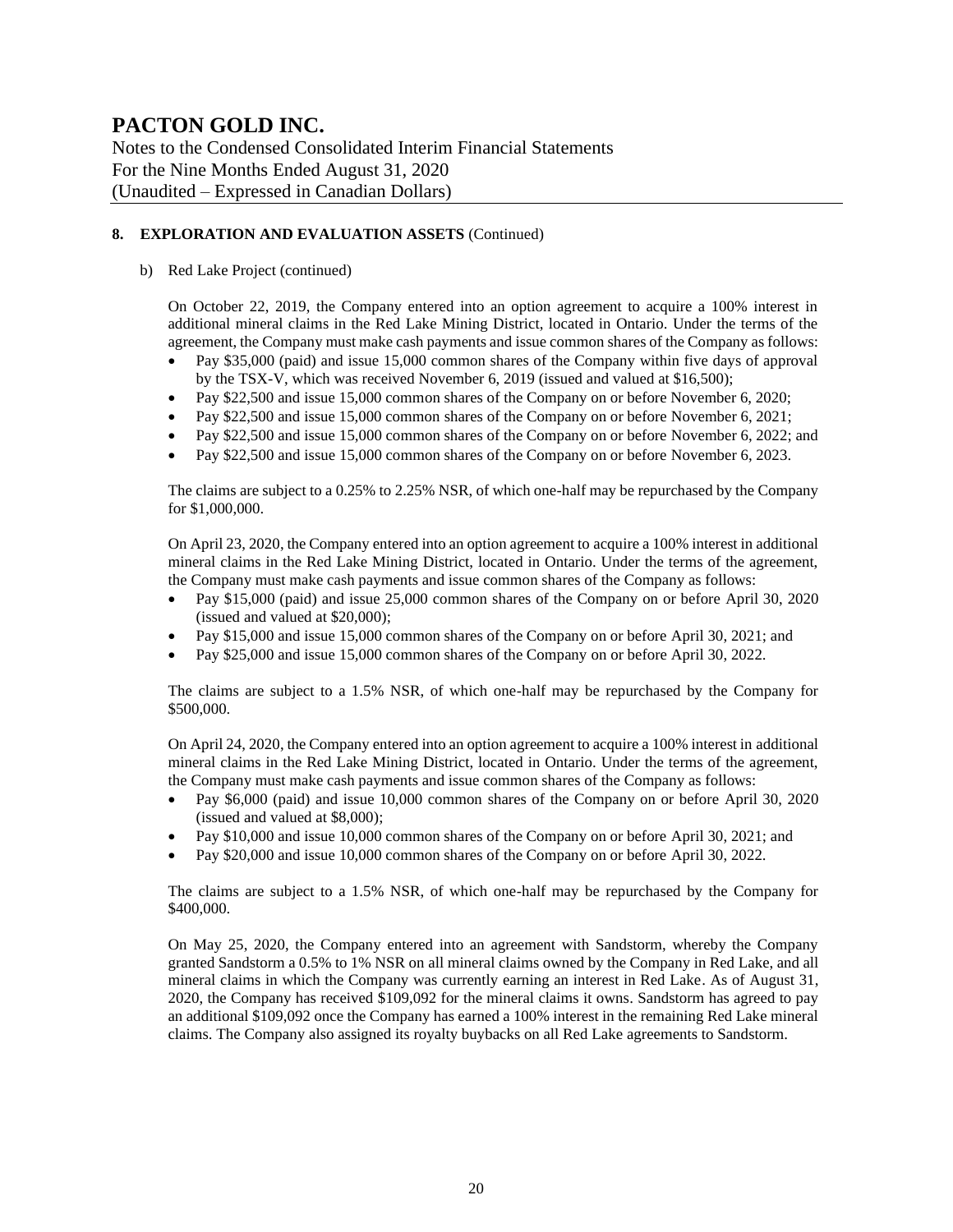## 8. EXPLORATION AND EVALUATION ASSETS (Continued)

b) Red Lake Project (continued)

On October 22, 2019, the Company entered into an option agreement to acquire a 100% interest in additional mineral claims in the Red Lake Mining District, located in Ontario. Under the terms of the agreement, the Company must make cash payments and issue common shares of the Company as follows:

- Pay $35,000 (paid) and issue 15,000 common shares of the Company within five days of approval by the TSX-V, which was received November 6, 2019 (issued and valued at $16,500);
- Pay $22,500 and issue 15,000 common shares of the Company on or before November 6, 2020;
- Pay $22,500 and issue 15,000 common shares of the Company on or before November 6, 2021;
- Pay $22,500 and issue 15,000 common shares of the Company on or before November 6, 2022; and
- Pay $22,500 and issue 15,000 common shares of the Company on or before November 6, 2023.

The claims are subject to a 0.25% to 2.25% NSR, of which one-half may be repurchased by the Company for $1,000,000.

On April 23, 2020, the Company entered into an option agreement to acquire a 100% interest in additional mineral claims in the Red Lake Mining District, located in Ontario. Under the terms of the agreement, the Company must make cash payments and issue common shares of the Company as follows:

- Pay $15,000 (paid) and issue 25,000 common shares of the Company on or before April 30, 2020 (issued and valued at $20,000);
- Pay $15,000 and issue 15,000 common shares of the Company on or before April 30, 2021; and
- Pay $25,000 and issue 15,000 common shares of the Company on or before April 30, 2022.

The claims are subject to a 1.5% NSR, of which one-half may be repurchased by the Company for $500,000.

On April 24, 2020, the Company entered into an option agreement to acquire a 100% interest in additional mineral claims in the Red Lake Mining District, located in Ontario. Under the terms of the agreement, the Company must make cash payments and issue common shares of the Company as follows:

- Pay $6,000 (paid) and issue 10,000 common shares of the Company on or before April 30, 2020 (issued and valued at $8,000);
- Pay $10,000 and issue 10,000 common shares of the Company on or before April 30, 2021; and
- Pay $20,000 and issue 10,000 common shares of the Company on or before April 30, 2022.

The claims are subject to a 1.5% NSR, of which one-half may be repurchased by the Company for $400,000.

On May 25, 2020, the Company entered into an agreement with Sandstorm, whereby the Company granted Sandstorm a 0.5% to 1% NSR on all mineral claims owned by the Company in Red Lake, and all mineral claims in which the Company was currently earning an interest in Red Lake. As of August 31, 2020, the Company has received $109,092 for the mineral claims it owns. Sandstorm has agreed to pay an additional $109,092 once the Company has earned a 100% interest in the remaining Red Lake mineral claims. The Company also assigned its royalty buybacks on all Red Lake agreements to Sandstorm.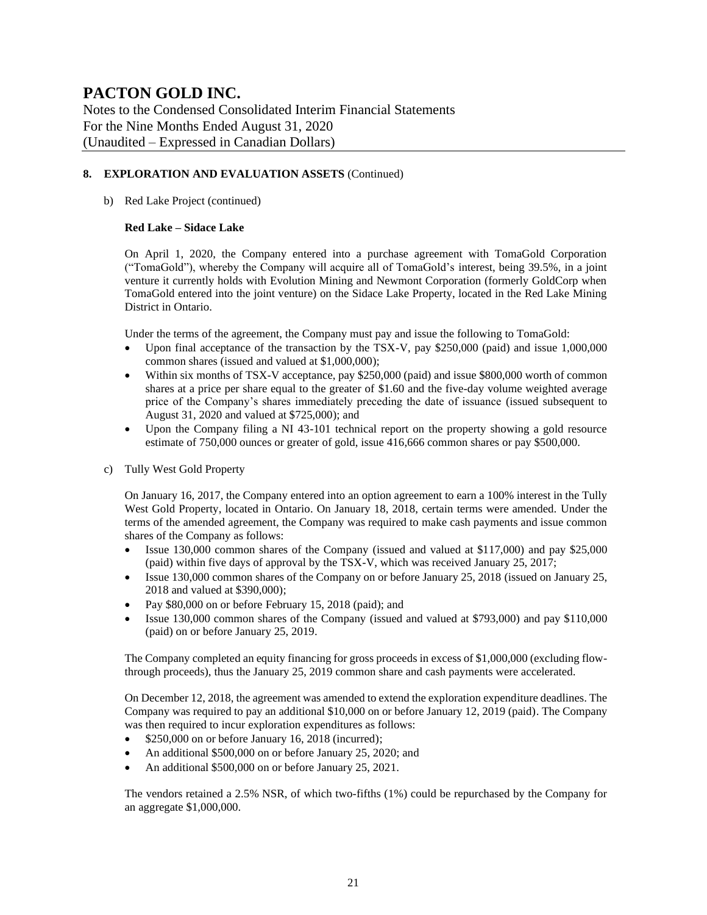## 8. EXPLORATION AND EVALUATION ASSETS (Continued)

b) Red Lake Project (continued)

**Red Lake – Sidace Lake**

On April 1, 2020, the Company entered into a purchase agreement with TomaGold Corporation ("TomaGold"), whereby the Company will acquire all of TomaGold's interest, being 39.5%, in a joint venture it currently holds with Evolution Mining and Newmont Corporation (formerly GoldCorp when TomaGold entered into the joint venture) on the Sidace Lake Property, located in the Red Lake Mining District in Ontario.

Under the terms of the agreement, the Company must pay and issue the following to TomaGold:

- Upon final acceptance of the transaction by the TSX-V, pay $250,000 (paid) and issue 1,000,000 common shares (issued and valued at $1,000,000);
- Within six months of TSX-V acceptance, pay $250,000 (paid) and issue $800,000 worth of common shares at a price per share equal to the greater of $1.60 and the five-day volume weighted average price of the Company's shares immediately preceding the date of issuance (issued subsequent to August 31, 2020 and valued at $725,000); and
- Upon the Company filing a NI 43-101 technical report on the property showing a gold resource estimate of 750,000 ounces or greater of gold, issue 416,666 common shares or pay $500,000.

c) Tully West Gold Property

On January 16, 2017, the Company entered into an option agreement to earn a 100% interest in the Tully West Gold Property, located in Ontario. On January 18, 2018, certain terms were amended. Under the terms of the amended agreement, the Company was required to make cash payments and issue common shares of the Company as follows:

- Issue 130,000 common shares of the Company (issued and valued at $117,000) and pay $25,000 (paid) within five days of approval by the TSX-V, which was received January 25, 2017;
- Issue 130,000 common shares of the Company on or before January 25, 2018 (issued on January 25, 2018 and valued at $390,000);
- Pay $80,000 on or before February 15, 2018 (paid); and
- Issue 130,000 common shares of the Company (issued and valued at $793,000) and pay $110,000 (paid) on or before January 25, 2019.

The Company completed an equity financing for gross proceeds in excess of $1,000,000 (excluding flow-through proceeds), thus the January 25, 2019 common share and cash payments were accelerated.

On December 12, 2018, the agreement was amended to extend the exploration expenditure deadlines. The Company was required to pay an additional $10,000 on or before January 12, 2019 (paid). The Company was then required to incur exploration expenditures as follows:

- $250,000 on or before January 16, 2018 (incurred);
- An additional $500,000 on or before January 25, 2020; and
- An additional $500,000 on or before January 25, 2021.

The vendors retained a 2.5% NSR, of which two-fifths (1%) could be repurchased by the Company for an aggregate $1,000,000.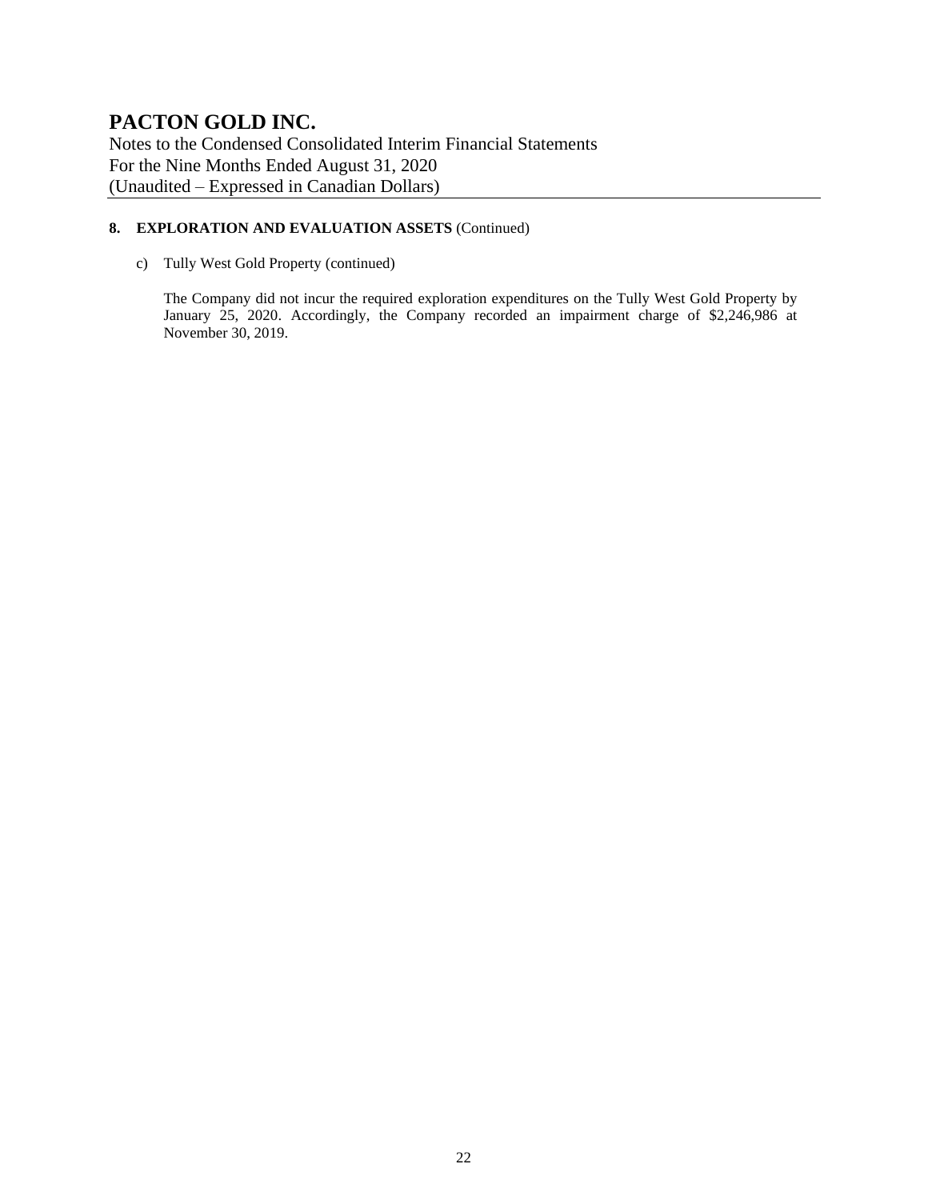# PACTON GOLD INC.

Notes to the Condensed Consolidated Interim Financial Statements
For the Nine Months Ended August 31, 2020
(Unaudited – Expressed in Canadian Dollars)

## 8. EXPLORATION AND EVALUATION ASSETS (Continued)

c) Tully West Gold Property (continued)

The Company did not incur the required exploration expenditures on the Tully West Gold Property by January 25, 2020. Accordingly, the Company recorded an impairment charge of $2,246,986 at November 30, 2019.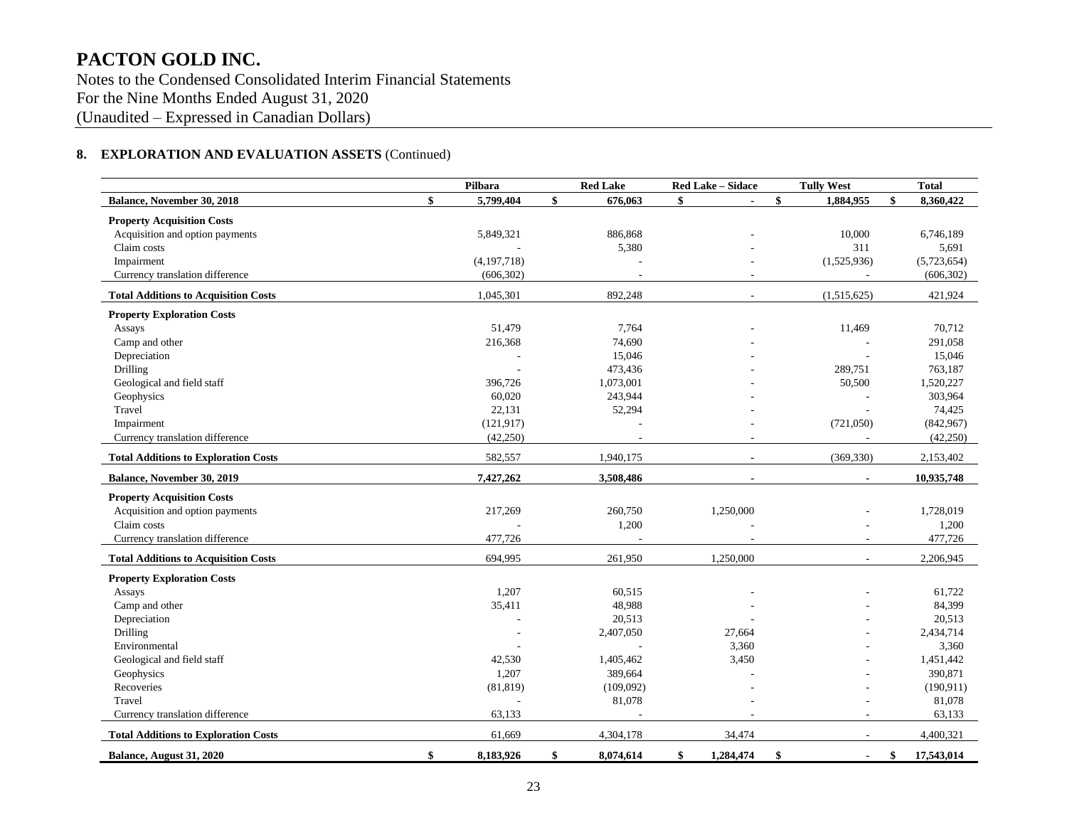## 8. EXPLORATION AND EVALUATION ASSETS (Continued)

| | Pilbara | Red Lake | Red Lake – Sidace | Tully West | Total |
|---|---|---|---|---|---|
| **Balance, November 30, 2018** | **$ 5,799,404** | **$ 676,063** | **$ -** | **$ 1,884,955** | **$ 8,360,422** |
| **Property Acquisition Costs** | | | | | |
| Acquisition and option payments | 5,849,321 | 886,868 | - | 10,000 | 6,746,189 |
| Claim costs | - | 5,380 | - | 311 | 5,691 |
| Impairment | (4,197,718) | - | - | (1,525,936) | (5,723,654) |
| Currency translation difference | (606,302) | - | - | - | (606,302) |
| **Total Additions to Acquisition Costs** | 1,045,301 | 892,248 | - | (1,515,625) | 421,924 |
| **Property Exploration Costs** | | | | | |
| Assays | 51,479 | 7,764 | - | 11,469 | 70,712 |
| Camp and other | 216,368 | 74,690 | - | - | 291,058 |
| Depreciation | - | 15,046 | - | - | 15,046 |
| Drilling | - | 473,436 | - | 289,751 | 763,187 |
| Geological and field staff | 396,726 | 1,073,001 | - | 50,500 | 1,520,227 |
| Geophysics | 60,020 | 243,944 | - | - | 303,964 |
| Travel | 22,131 | 52,294 | - | - | 74,425 |
| Impairment | (121,917) | - | - | (721,050) | (842,967) |
| Currency translation difference | (42,250) | - | - | - | (42,250) |
| **Total Additions to Exploration Costs** | 582,557 | 1,940,175 | - | (369,330) | 2,153,402 |
| **Balance, November 30, 2019** | **7,427,262** | **3,508,486** | **-** | **-** | **10,935,748** |
| **Property Acquisition Costs** | | | | | |
| Acquisition and option payments | 217,269 | 260,750 | 1,250,000 | - | 1,728,019 |
| Claim costs | - | 1,200 | - | - | 1,200 |
| Currency translation difference | 477,726 | - | - | - | 477,726 |
| **Total Additions to Acquisition Costs** | 694,995 | 261,950 | 1,250,000 | - | 2,206,945 |
| **Property Exploration Costs** | | | | | |
| Assays | 1,207 | 60,515 | - | - | 61,722 |
| Camp and other | 35,411 | 48,988 | - | - | 84,399 |
| Depreciation | - | 20,513 | - | - | 20,513 |
| Drilling | - | 2,407,050 | 27,664 | - | 2,434,714 |
| Environmental | - | - | 3,360 | - | 3,360 |
| Geological and field staff | 42,530 | 1,405,462 | 3,450 | - | 1,451,442 |
| Geophysics | 1,207 | 389,664 | - | - | 390,871 |
| Recoveries | (81,819) | (109,092) | - | - | (190,911) |
| Travel | - | 81,078 | - | - | 81,078 |
| Currency translation difference | 63,133 | - | - | - | 63,133 |
| **Total Additions to Exploration Costs** | 61,669 | 4,304,178 | 34,474 | - | 4,400,321 |
| **Balance, August 31, 2020** | **$ 8,183,926** | **$ 8,074,614** | **$ 1,284,474** | **$ -** | **$ 17,543,014** |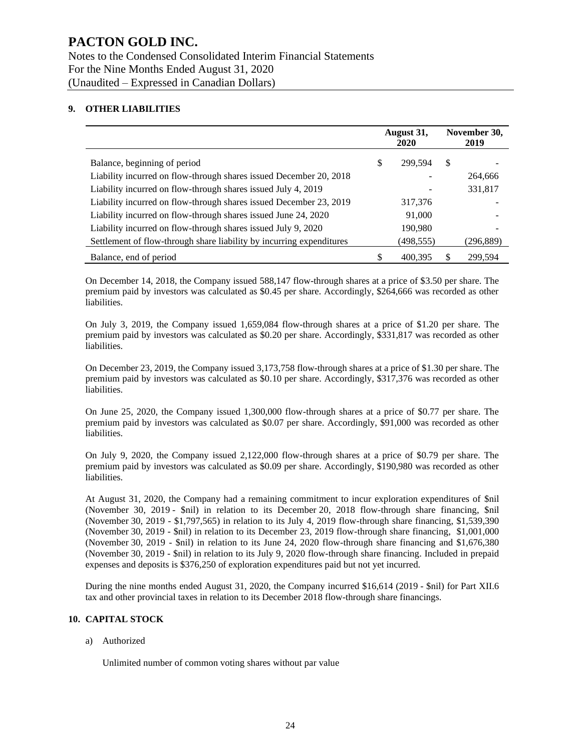# PACTON GOLD INC.

Notes to the Condensed Consolidated Interim Financial Statements
For the Nine Months Ended August 31, 2020
(Unaudited – Expressed in Canadian Dollars)

## 9. OTHER LIABILITIES

| | August 31, 2020 | November 30, 2019 |
|---|---|---|
| Balance, beginning of period | $ 299,594 | $ - |
| Liability incurred on flow-through shares issued December 20, 2018 | - | 264,666 |
| Liability incurred on flow-through shares issued July 4, 2019 | - | 331,817 |
| Liability incurred on flow-through shares issued December 23, 2019 | 317,376 | - |
| Liability incurred on flow-through shares issued June 24, 2020 | 91,000 | - |
| Liability incurred on flow-through shares issued July 9, 2020 | 190,980 | - |
| Settlement of flow-through share liability by incurring expenditures | (498,555) | (296,889) |
| Balance, end of period | $ 400,395 | $ 299,594 |

On December 14, 2018, the Company issued 588,147 flow-through shares at a price of $3.50 per share. The premium paid by investors was calculated as $0.45 per share. Accordingly, $264,666 was recorded as other liabilities.

On July 3, 2019, the Company issued 1,659,084 flow-through shares at a price of $1.20 per share. The premium paid by investors was calculated as $0.20 per share. Accordingly, $331,817 was recorded as other liabilities.

On December 23, 2019, the Company issued 3,173,758 flow-through shares at a price of $1.30 per share. The premium paid by investors was calculated as $0.10 per share. Accordingly, $317,376 was recorded as other liabilities.

On June 25, 2020, the Company issued 1,300,000 flow-through shares at a price of $0.77 per share. The premium paid by investors was calculated as $0.07 per share. Accordingly, $91,000 was recorded as other liabilities.

On July 9, 2020, the Company issued 2,122,000 flow-through shares at a price of $0.79 per share. The premium paid by investors was calculated as $0.09 per share. Accordingly, $190,980 was recorded as other liabilities.

At August 31, 2020, the Company had a remaining commitment to incur exploration expenditures of $nil (November 30, 2019 - $nil) in relation to its December 20, 2018 flow-through share financing, $nil (November 30, 2019 - $1,797,565) in relation to its July 4, 2019 flow-through share financing, $1,539,390 (November 30, 2019 - $nil) in relation to its December 23, 2019 flow-through share financing, $1,001,000 (November 30, 2019 - $nil) in relation to its June 24, 2020 flow-through share financing and $1,676,380 (November 30, 2019 - $nil) in relation to its July 9, 2020 flow-through share financing. Included in prepaid expenses and deposits is $376,250 of exploration expenditures paid but not yet incurred.

During the nine months ended August 31, 2020, the Company incurred $16,614 (2019 - $nil) for Part XII.6 tax and other provincial taxes in relation to its December 2018 flow-through share financings.

## 10. CAPITAL STOCK

a) Authorized

Unlimited number of common voting shares without par value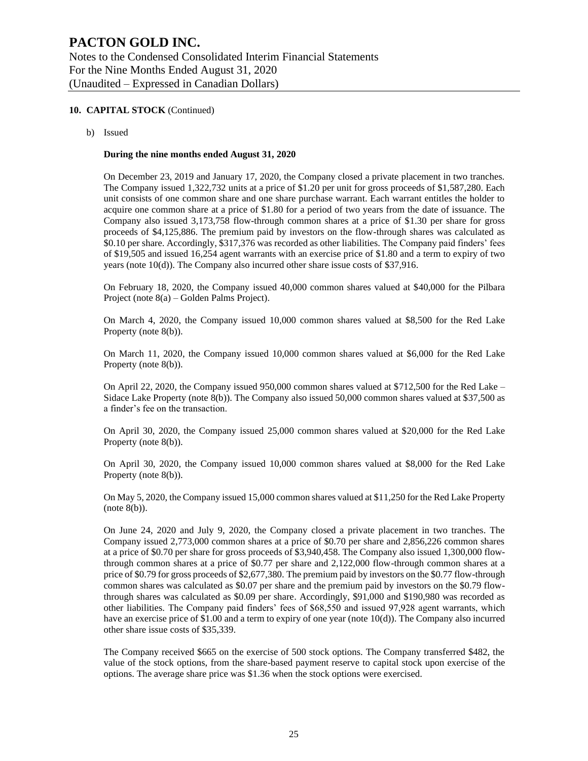## 10. CAPITAL STOCK (Continued)

b) Issued

**During the nine months ended August 31, 2020**

On December 23, 2019 and January 17, 2020, the Company closed a private placement in two tranches. The Company issued 1,322,732 units at a price of $1.20 per unit for gross proceeds of $1,587,280. Each unit consists of one common share and one share purchase warrant. Each warrant entitles the holder to acquire one common share at a price of $1.80 for a period of two years from the date of issuance. The Company also issued 3,173,758 flow-through common shares at a price of $1.30 per share for gross proceeds of $4,125,886. The premium paid by investors on the flow-through shares was calculated as $0.10 per share. Accordingly, $317,376 was recorded as other liabilities. The Company paid finders' fees of $19,505 and issued 16,254 agent warrants with an exercise price of $1.80 and a term to expiry of two years (note 10(d)). The Company also incurred other share issue costs of $37,916.

On February 18, 2020, the Company issued 40,000 common shares valued at $40,000 for the Pilbara Project (note 8(a) – Golden Palms Project).

On March 4, 2020, the Company issued 10,000 common shares valued at $8,500 for the Red Lake Property (note 8(b)).

On March 11, 2020, the Company issued 10,000 common shares valued at $6,000 for the Red Lake Property (note 8(b)).

On April 22, 2020, the Company issued 950,000 common shares valued at $712,500 for the Red Lake – Sidace Lake Property (note 8(b)). The Company also issued 50,000 common shares valued at $37,500 as a finder's fee on the transaction.

On April 30, 2020, the Company issued 25,000 common shares valued at $20,000 for the Red Lake Property (note 8(b)).

On April 30, 2020, the Company issued 10,000 common shares valued at $8,000 for the Red Lake Property (note 8(b)).

On May 5, 2020, the Company issued 15,000 common shares valued at $11,250 for the Red Lake Property (note 8(b)).

On June 24, 2020 and July 9, 2020, the Company closed a private placement in two tranches. The Company issued 2,773,000 common shares at a price of $0.70 per share and 2,856,226 common shares at a price of $0.70 per share for gross proceeds of $3,940,458. The Company also issued 1,300,000 flow-through common shares at a price of $0.77 per share and 2,122,000 flow-through common shares at a price of $0.79 for gross proceeds of $2,677,380. The premium paid by investors on the $0.77 flow-through common shares was calculated as $0.07 per share and the premium paid by investors on the $0.79 flow-through shares was calculated as $0.09 per share. Accordingly, $91,000 and $190,980 was recorded as other liabilities. The Company paid finders' fees of $68,550 and issued 97,928 agent warrants, which have an exercise price of $1.00 and a term to expiry of one year (note 10(d)). The Company also incurred other share issue costs of $35,339.

The Company received $665 on the exercise of 500 stock options. The Company transferred $482, the value of the stock options, from the share-based payment reserve to capital stock upon exercise of the options. The average share price was $1.36 when the stock options were exercised.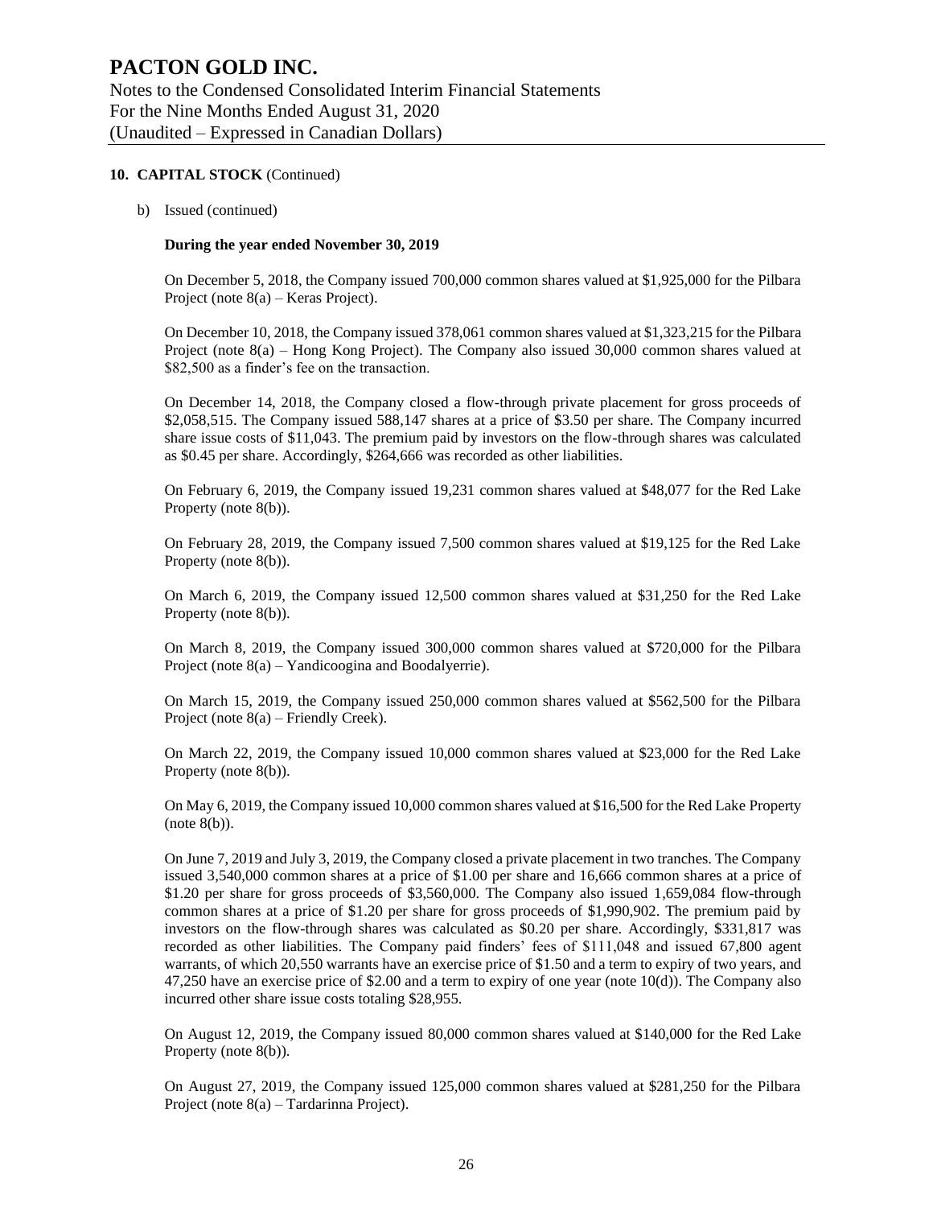# PACTON GOLD INC.

Notes to the Condensed Consolidated Interim Financial Statements
For the Nine Months Ended August 31, 2020
(Unaudited – Expressed in Canadian Dollars)

**10. CAPITAL STOCK** (Continued)

b) Issued (continued)

**During the year ended November 30, 2019**

On December 5, 2018, the Company issued 700,000 common shares valued at $1,925,000 for the Pilbara Project (note 8(a) – Keras Project).

On December 10, 2018, the Company issued 378,061 common shares valued at $1,323,215 for the Pilbara Project (note 8(a) – Hong Kong Project). The Company also issued 30,000 common shares valued at $82,500 as a finder's fee on the transaction.

On December 14, 2018, the Company closed a flow-through private placement for gross proceeds of $2,058,515. The Company issued 588,147 shares at a price of $3.50 per share. The Company incurred share issue costs of $11,043. The premium paid by investors on the flow-through shares was calculated as $0.45 per share. Accordingly, $264,666 was recorded as other liabilities.

On February 6, 2019, the Company issued 19,231 common shares valued at $48,077 for the Red Lake Property (note 8(b)).

On February 28, 2019, the Company issued 7,500 common shares valued at $19,125 for the Red Lake Property (note 8(b)).

On March 6, 2019, the Company issued 12,500 common shares valued at $31,250 for the Red Lake Property (note 8(b)).

On March 8, 2019, the Company issued 300,000 common shares valued at $720,000 for the Pilbara Project (note 8(a) – Yandicoogina and Boodalyerrie).

On March 15, 2019, the Company issued 250,000 common shares valued at $562,500 for the Pilbara Project (note 8(a) – Friendly Creek).

On March 22, 2019, the Company issued 10,000 common shares valued at $23,000 for the Red Lake Property (note 8(b)).

On May 6, 2019, the Company issued 10,000 common shares valued at $16,500 for the Red Lake Property (note 8(b)).

On June 7, 2019 and July 3, 2019, the Company closed a private placement in two tranches. The Company issued 3,540,000 common shares at a price of $1.00 per share and 16,666 common shares at a price of $1.20 per share for gross proceeds of $3,560,000. The Company also issued 1,659,084 flow-through common shares at a price of $1.20 per share for gross proceeds of $1,990,902. The premium paid by investors on the flow-through shares was calculated as $0.20 per share. Accordingly, $331,817 was recorded as other liabilities. The Company paid finders' fees of $111,048 and issued 67,800 agent warrants, of which 20,550 warrants have an exercise price of $1.50 and a term to expiry of two years, and 47,250 have an exercise price of $2.00 and a term to expiry of one year (note 10(d)). The Company also incurred other share issue costs totaling $28,955.

On August 12, 2019, the Company issued 80,000 common shares valued at $140,000 for the Red Lake Property (note 8(b)).

On August 27, 2019, the Company issued 125,000 common shares valued at $281,250 for the Pilbara Project (note 8(a) – Tardarinna Project).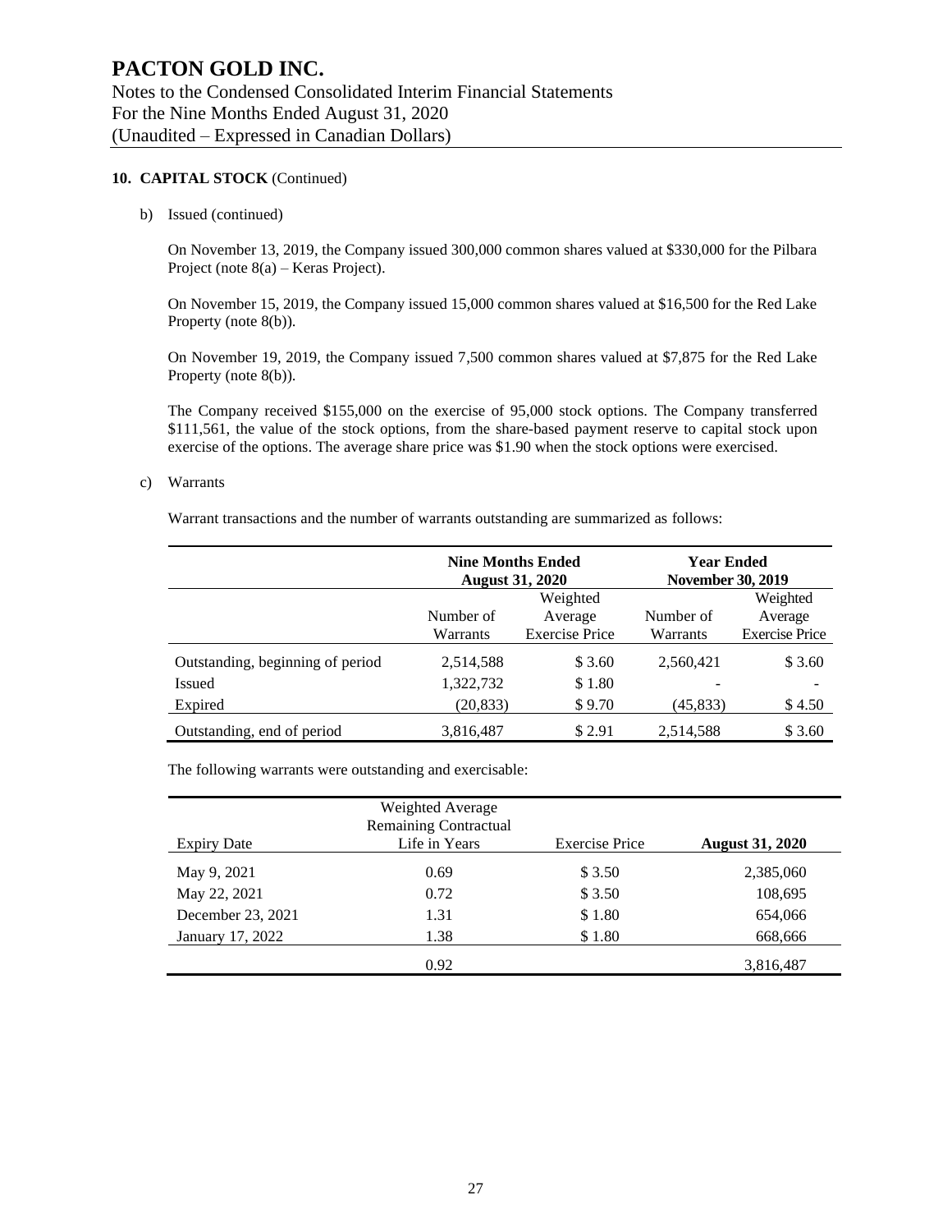**10. CAPITAL STOCK** (Continued)

b) Issued (continued)

On November 13, 2019, the Company issued 300,000 common shares valued at $330,000 for the Pilbara Project (note 8(a) – Keras Project).

On November 15, 2019, the Company issued 15,000 common shares valued at $16,500 for the Red Lake Property (note 8(b)).

On November 19, 2019, the Company issued 7,500 common shares valued at $7,875 for the Red Lake Property (note 8(b)).

The Company received $155,000 on the exercise of 95,000 stock options. The Company transferred $111,561, the value of the stock options, from the share-based payment reserve to capital stock upon exercise of the options. The average share price was $1.90 when the stock options were exercised.

c) Warrants

Warrant transactions and the number of warrants outstanding are summarized as follows:

| | **Nine Months Ended August 31, 2020** | | **Year Ended November 30, 2019** | |
|---|---|---|---|---|
| | Number of Warrants | Weighted Average Exercise Price | Number of Warrants | Weighted Average Exercise Price |
| Outstanding, beginning of period | 2,514,588 | $ 3.60 | 2,560,421 | $ 3.60 |
| Issued | 1,322,732 | $ 1.80 | - | - |
| Expired | (20,833) | $ 9.70 | (45,833) | $ 4.50 |
| Outstanding, end of period | 3,816,487 | $ 2.91 | 2,514,588 | $ 3.60 |

The following warrants were outstanding and exercisable:

| Expiry Date | Weighted Average Remaining Contractual Life in Years | Exercise Price | **August 31, 2020** |
|---|---|---|---|
| May 9, 2021 | 0.69 | $ 3.50 | 2,385,060 |
| May 22, 2021 | 0.72 | $ 3.50 | 108,695 |
| December 23, 2021 | 1.31 | $ 1.80 | 654,066 |
| January 17, 2022 | 1.38 | $ 1.80 | 668,666 |
| | 0.92 | | 3,816,487 |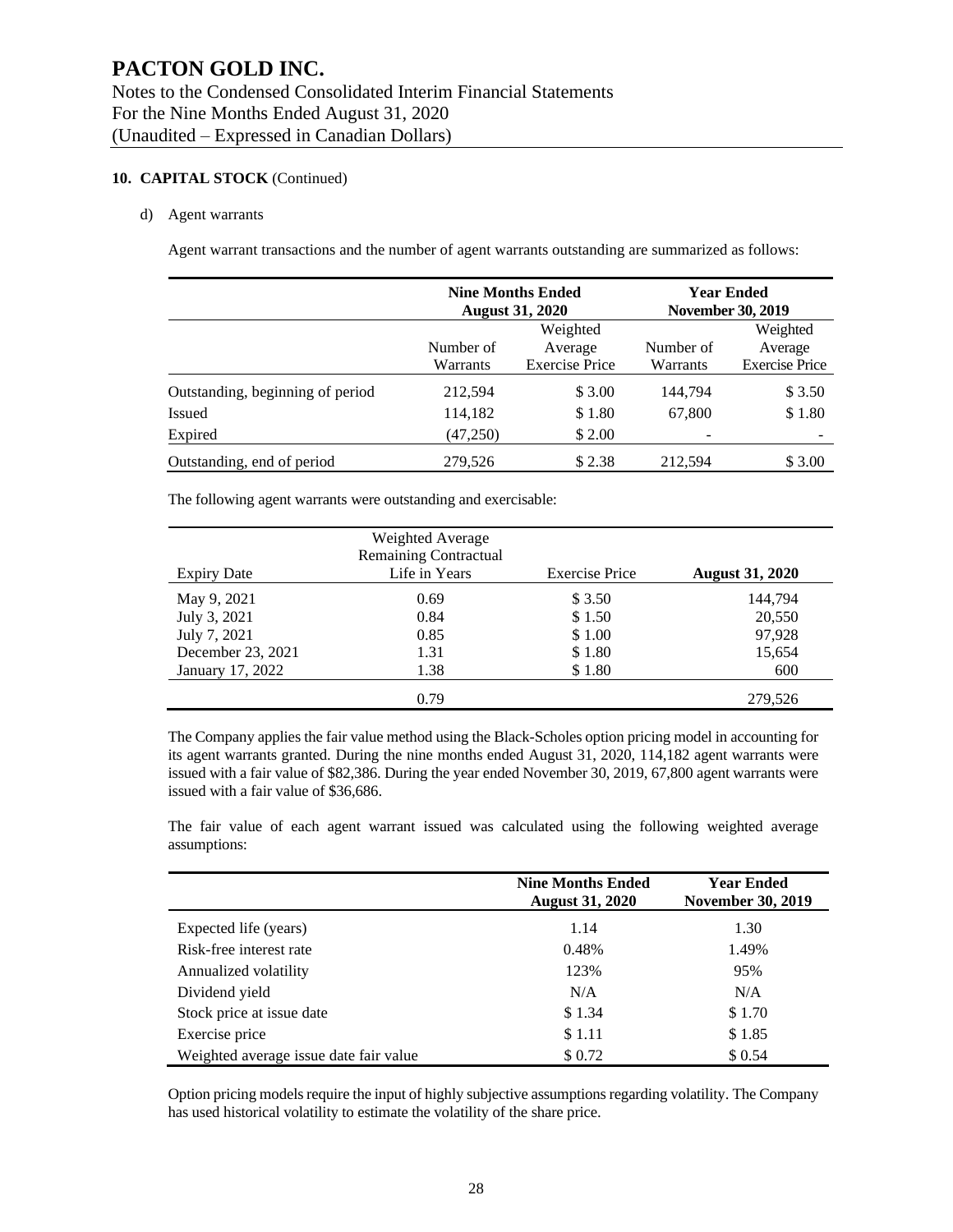# PACTON GOLD INC.

Notes to the Condensed Consolidated Interim Financial Statements
For the Nine Months Ended August 31, 2020
(Unaudited – Expressed in Canadian Dollars)

**10. CAPITAL STOCK** (Continued)

d) Agent warrants

Agent warrant transactions and the number of agent warrants outstanding are summarized as follows:

| | **Nine Months Ended August 31, 2020** | | **Year Ended November 30, 2019** | |
|---|---|---|---|---|
| | Number of Warrants | Weighted Average Exercise Price | Number of Warrants | Weighted Average Exercise Price |
| Outstanding, beginning of period | 212,594 | $ 3.00 | 144,794 | $ 3.50 |
| Issued | 114,182 | $ 1.80 | 67,800 | $ 1.80 |
| Expired | (47,250) | $ 2.00 | - | - |
| Outstanding, end of period | 279,526 | $ 2.38 | 212,594 | $ 3.00 |

The following agent warrants were outstanding and exercisable:

| Expiry Date | Weighted Average Remaining Contractual Life in Years | Exercise Price | **August 31, 2020** |
|---|---|---|---|
| May 9, 2021 | 0.69 | $ 3.50 | 144,794 |
| July 3, 2021 | 0.84 | $ 1.50 | 20,550 |
| July 7, 2021 | 0.85 | $ 1.00 | 97,928 |
| December 23, 2021 | 1.31 | $ 1.80 | 15,654 |
| January 17, 2022 | 1.38 | $ 1.80 | 600 |
| | 0.79 | | 279,526 |

The Company applies the fair value method using the Black-Scholes option pricing model in accounting for its agent warrants granted. During the nine months ended August 31, 2020, 114,182 agent warrants were issued with a fair value of $82,386. During the year ended November 30, 2019, 67,800 agent warrants were issued with a fair value of $36,686.

The fair value of each agent warrant issued was calculated using the following weighted average assumptions:

| | **Nine Months Ended August 31, 2020** | **Year Ended November 30, 2019** |
|---|---|---|
| Expected life (years) | 1.14 | 1.30 |
| Risk-free interest rate | 0.48% | 1.49% |
| Annualized volatility | 123% | 95% |
| Dividend yield | N/A | N/A |
| Stock price at issue date | $ 1.34 | $ 1.70 |
| Exercise price | $ 1.11 | $ 1.85 |
| Weighted average issue date fair value | $ 0.72 | $ 0.54 |

Option pricing models require the input of highly subjective assumptions regarding volatility. The Company has used historical volatility to estimate the volatility of the share price.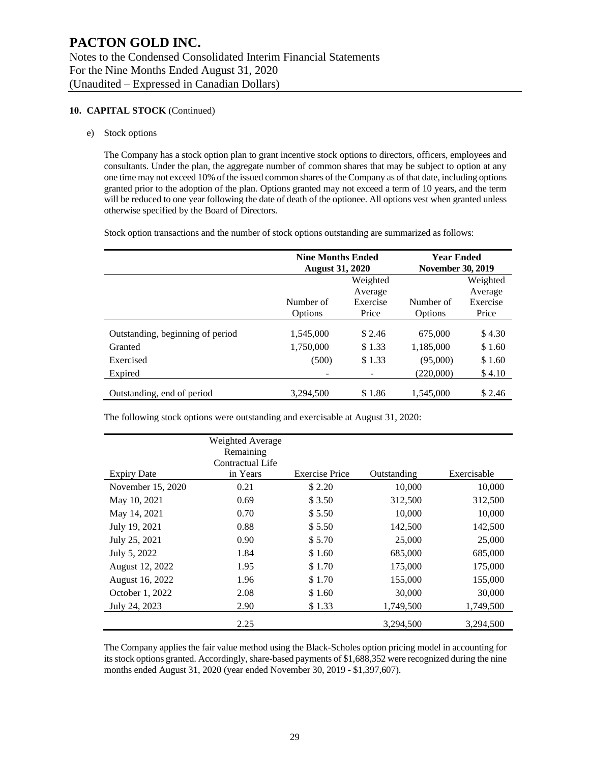# PACTON GOLD INC.

Notes to the Condensed Consolidated Interim Financial Statements
For the Nine Months Ended August 31, 2020
(Unaudited – Expressed in Canadian Dollars)

**10. CAPITAL STOCK** (Continued)

e) Stock options

The Company has a stock option plan to grant incentive stock options to directors, officers, employees and consultants. Under the plan, the aggregate number of common shares that may be subject to option at any one time may not exceed 10% of the issued common shares of the Company as of that date, including options granted prior to the adoption of the plan. Options granted may not exceed a term of 10 years, and the term will be reduced to one year following the date of death of the optionee. All options vest when granted unless otherwise specified by the Board of Directors.

Stock option transactions and the number of stock options outstanding are summarized as follows:

| | **Nine Months Ended August 31, 2020** | | **Year Ended November 30, 2019** | |
|---|---|---|---|---|
| | Number of Options | Weighted Average Exercise Price | Number of Options | Weighted Average Exercise Price |
| Outstanding, beginning of period | 1,545,000 | $ 2.46 | 675,000 | $ 4.30 |
| Granted | 1,750,000 | $ 1.33 | 1,185,000 | $ 1.60 |
| Exercised | (500) | $ 1.33 | (95,000) | $ 1.60 |
| Expired | - | - | (220,000) | $ 4.10 |
| Outstanding, end of period | 3,294,500 | $ 1.86 | 1,545,000 | $ 2.46 |

The following stock options were outstanding and exercisable at August 31, 2020:

| Expiry Date | Weighted Average Remaining Contractual Life in Years | Exercise Price | Outstanding | Exercisable |
|---|---|---|---|---|
| November 15, 2020 | 0.21 | $ 2.20 | 10,000 | 10,000 |
| May 10, 2021 | 0.69 | $ 3.50 | 312,500 | 312,500 |
| May 14, 2021 | 0.70 | $ 5.50 | 10,000 | 10,000 |
| July 19, 2021 | 0.88 | $ 5.50 | 142,500 | 142,500 |
| July 25, 2021 | 0.90 | $ 5.70 | 25,000 | 25,000 |
| July 5, 2022 | 1.84 | $ 1.60 | 685,000 | 685,000 |
| August 12, 2022 | 1.95 | $ 1.70 | 175,000 | 175,000 |
| August 16, 2022 | 1.96 | $ 1.70 | 155,000 | 155,000 |
| October 1, 2022 | 2.08 | $ 1.60 | 30,000 | 30,000 |
| July 24, 2023 | 2.90 | $ 1.33 | 1,749,500 | 1,749,500 |
| | 2.25 | | 3,294,500 | 3,294,500 |

The Company applies the fair value method using the Black-Scholes option pricing model in accounting for its stock options granted. Accordingly, share-based payments of $1,688,352 were recognized during the nine months ended August 31, 2020 (year ended November 30, 2019 - $1,397,607).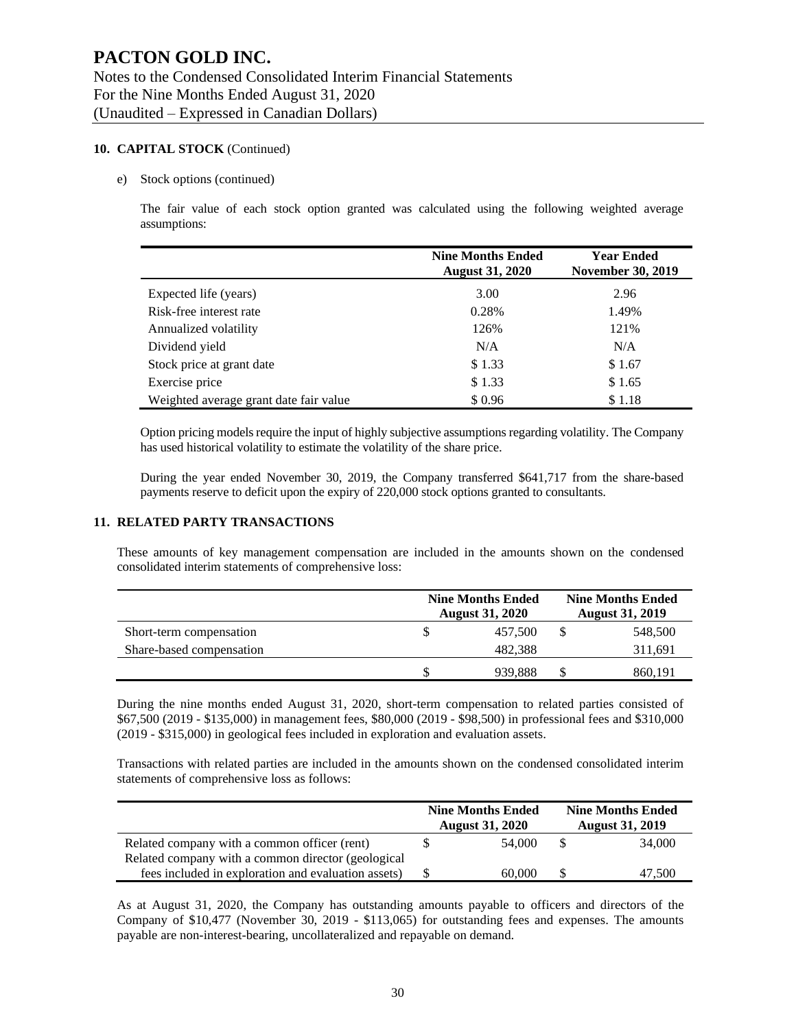## 10. CAPITAL STOCK (Continued)

e) Stock options (continued)

The fair value of each stock option granted was calculated using the following weighted average assumptions:

| | Nine Months Ended August 31, 2020 | Year Ended November 30, 2019 |
|---|---|---|
| Expected life (years) | 3.00 | 2.96 |
| Risk-free interest rate | 0.28% | 1.49% |
| Annualized volatility | 126% | 121% |
| Dividend yield | N/A | N/A |
| Stock price at grant date | $ 1.33 | $ 1.67 |
| Exercise price | $ 1.33 | $ 1.65 |
| Weighted average grant date fair value | $ 0.96 | $ 1.18 |

Option pricing models require the input of highly subjective assumptions regarding volatility. The Company has used historical volatility to estimate the volatility of the share price.

During the year ended November 30, 2019, the Company transferred $641,717 from the share-based payments reserve to deficit upon the expiry of 220,000 stock options granted to consultants.

## 11. RELATED PARTY TRANSACTIONS

These amounts of key management compensation are included in the amounts shown on the condensed consolidated interim statements of comprehensive loss:

| | Nine Months Ended August 31, 2020 | Nine Months Ended August 31, 2019 |
|---|---|---|
| Short-term compensation | $ 457,500 | $ 548,500 |
| Share-based compensation | 482,388 | 311,691 |
| | $ 939,888 | $ 860,191 |

During the nine months ended August 31, 2020, short-term compensation to related parties consisted of $67,500 (2019 - $135,000) in management fees, $80,000 (2019 - $98,500) in professional fees and $310,000 (2019 - $315,000) in geological fees included in exploration and evaluation assets.

Transactions with related parties are included in the amounts shown on the condensed consolidated interim statements of comprehensive loss as follows:

| | Nine Months Ended August 31, 2020 | Nine Months Ended August 31, 2019 |
|---|---|---|
| Related company with a common officer (rent) | $ 54,000 | $ 34,000 |
| Related company with a common director (geological fees included in exploration and evaluation assets) | $ 60,000 | $ 47,500 |

As at August 31, 2020, the Company has outstanding amounts payable to officers and directors of the Company of $10,477 (November 30, 2019 - $113,065) for outstanding fees and expenses. The amounts payable are non-interest-bearing, uncollateralized and repayable on demand.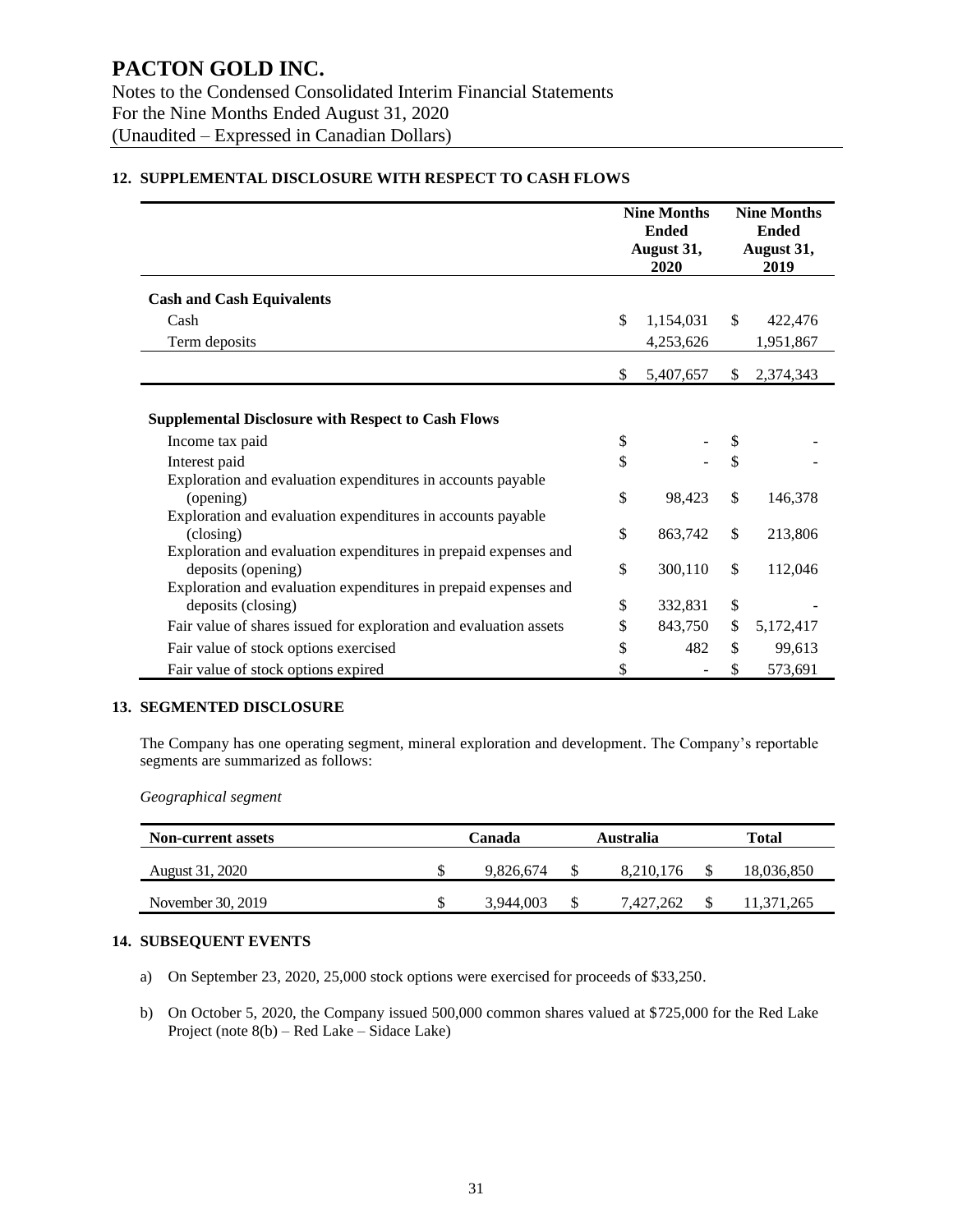## 12. SUPPLEMENTAL DISCLOSURE WITH RESPECT TO CASH FLOWS

| | Nine Months Ended August 31, 2020 | Nine Months Ended August 31, 2019 |
|---|---|---|
| **Cash and Cash Equivalents** | | |
| Cash | $ 1,154,031 | $ 422,476 |
| Term deposits | 4,253,626 | 1,951,867 |
| | $ 5,407,657 | $ 2,374,343 |
| **Supplemental Disclosure with Respect to Cash Flows** | | |
| Income tax paid | $ - | $ - |
| Interest paid | $ - | $ - |
| Exploration and evaluation expenditures in accounts payable (opening) | $ 98,423 | $ 146,378 |
| Exploration and evaluation expenditures in accounts payable (closing) | $ 863,742 | $ 213,806 |
| Exploration and evaluation expenditures in prepaid expenses and deposits (opening) | $ 300,110 | $ 112,046 |
| Exploration and evaluation expenditures in prepaid expenses and deposits (closing) | $ 332,831 | $ - |
| Fair value of shares issued for exploration and evaluation assets | $ 843,750 | $ 5,172,417 |
| Fair value of stock options exercised | $ 482 | $ 99,613 |
| Fair value of stock options expired | $ - | $ 573,691 |

## 13. SEGMENTED DISCLOSURE

The Company has one operating segment, mineral exploration and development. The Company's reportable segments are summarized as follows:

*Geographical segment*

| Non-current assets | Canada | Australia | Total |
|---|---|---|---|
| August 31, 2020 | $ 9,826,674 | $ 8,210,176 | $ 18,036,850 |
| November 30, 2019 | $ 3,944,003 | $ 7,427,262 | $ 11,371,265 |

## 14. SUBSEQUENT EVENTS

a) On September 23, 2020, 25,000 stock options were exercised for proceeds of $33,250.

b) On October 5, 2020, the Company issued 500,000 common shares valued at $725,000 for the Red Lake Project (note 8(b) – Red Lake – Sidace Lake)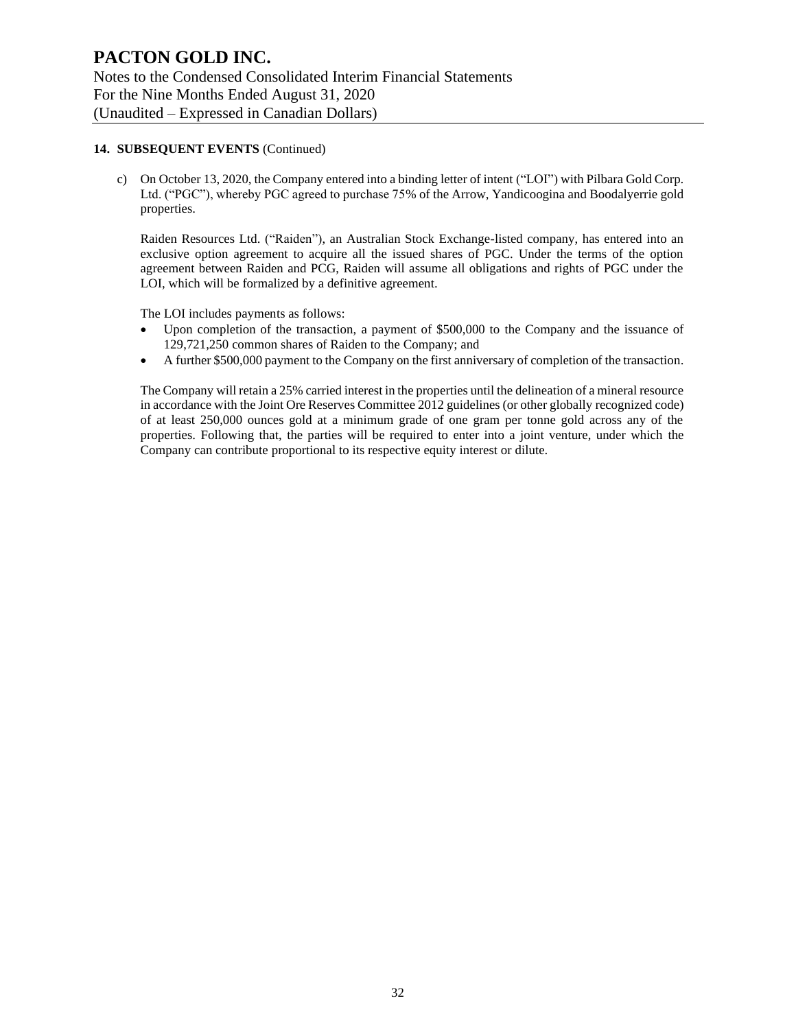## 14. SUBSEQUENT EVENTS (Continued)

c) On October 13, 2020, the Company entered into a binding letter of intent ("LOI") with Pilbara Gold Corp. Ltd. ("PGC"), whereby PGC agreed to purchase 75% of the Arrow, Yandicoogina and Boodalyerrie gold properties.

Raiden Resources Ltd. ("Raiden"), an Australian Stock Exchange-listed company, has entered into an exclusive option agreement to acquire all the issued shares of PGC. Under the terms of the option agreement between Raiden and PCG, Raiden will assume all obligations and rights of PGC under the LOI, which will be formalized by a definitive agreement.

The LOI includes payments as follows:

- Upon completion of the transaction, a payment of \$500,000 to the Company and the issuance of 129,721,250 common shares of Raiden to the Company; and
- A further \$500,000 payment to the Company on the first anniversary of completion of the transaction.

The Company will retain a 25% carried interest in the properties until the delineation of a mineral resource in accordance with the Joint Ore Reserves Committee 2012 guidelines (or other globally recognized code) of at least 250,000 ounces gold at a minimum grade of one gram per tonne gold across any of the properties. Following that, the parties will be required to enter into a joint venture, under which the Company can contribute proportional to its respective equity interest or dilute.